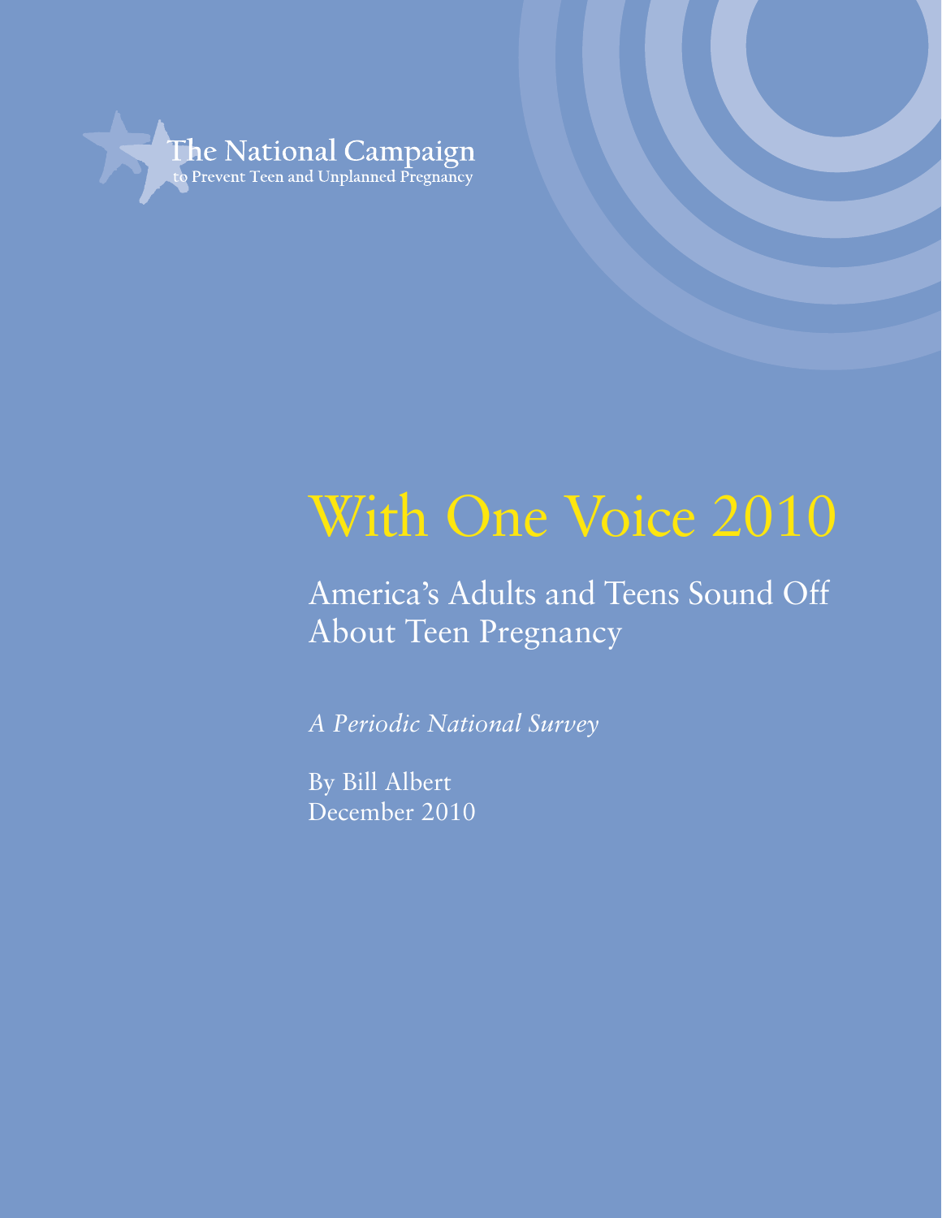The National Campaign
to Prevent Teen and Unplanned Pregnancy

# With One Voice 2010

## America's Adults and Teens Sound Off About Teen Pregnancy

*A Periodic National Survey*

By Bill Albert
December 2010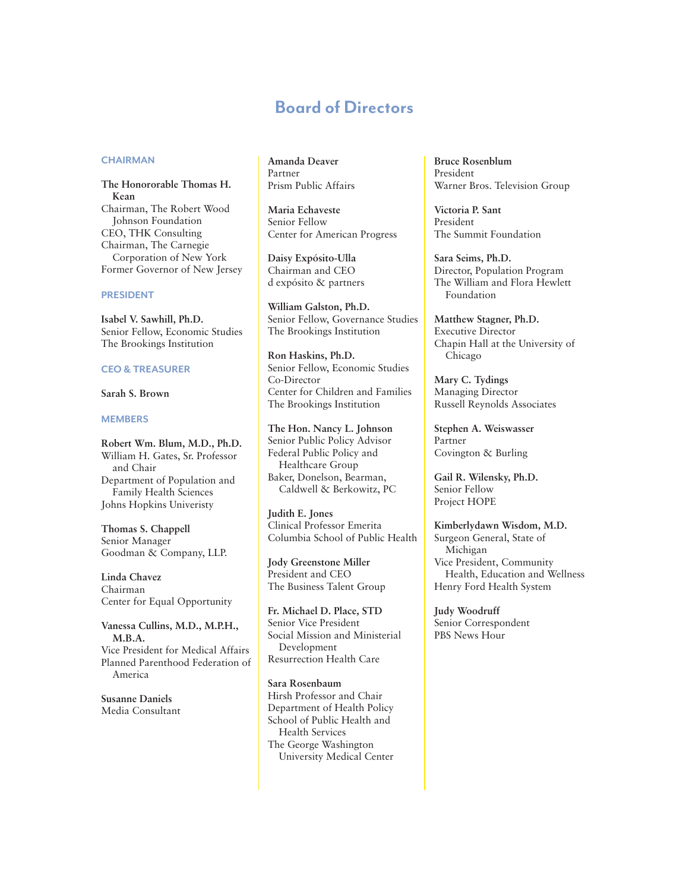# Board of Directors

## CHAIRMAN

**The Honororable Thomas H. Kean**
Chairman, The Robert Wood Johnson Foundation
CEO, THK Consulting
Chairman, The Carnegie Corporation of New York
Former Governor of New Jersey

## PRESIDENT

**Isabel V. Sawhill, Ph.D.**
Senior Fellow, Economic Studies
The Brookings Institution

## CEO & TREASURER

**Sarah S. Brown**

## MEMBERS

**Robert Wm. Blum, M.D., Ph.D.**
William H. Gates, Sr. Professor and Chair
Department of Population and Family Health Sciences
Johns Hopkins Univeristy

**Thomas S. Chappell**
Senior Manager
Goodman & Company, LLP.

**Linda Chavez**
Chairman
Center for Equal Opportunity

**Vanessa Cullins, M.D., M.P.H., M.B.A.**
Vice President for Medical Affairs
Planned Parenthood Federation of America

**Susanne Daniels**
Media Consultant

**Amanda Deaver**
Partner
Prism Public Affairs

**Maria Echaveste**
Senior Fellow
Center for American Progress

**Daisy Expósito-Ulla**
Chairman and CEO
d expósito & partners

**William Galston, Ph.D.**
Senior Fellow, Governance Studies
The Brookings Institution

**Ron Haskins, Ph.D.**
Senior Fellow, Economic Studies
Co-Director
Center for Children and Families
The Brookings Institution

**The Hon. Nancy L. Johnson**
Senior Public Policy Advisor
Federal Public Policy and Healthcare Group
Baker, Donelson, Bearman, Caldwell & Berkowitz, PC

**Judith E. Jones**
Clinical Professor Emerita
Columbia School of Public Health

**Jody Greenstone Miller**
President and CEO
The Business Talent Group

**Fr. Michael D. Place, STD**
Senior Vice President
Social Mission and Ministerial Development
Resurrection Health Care

**Sara Rosenbaum**
Hirsh Professor and Chair
Department of Health Policy
School of Public Health and Health Services
The George Washington University Medical Center

**Bruce Rosenblum**
President
Warner Bros. Television Group

**Victoria P. Sant**
President
The Summit Foundation

**Sara Seims, Ph.D.**
Director, Population Program
The William and Flora Hewlett Foundation

**Matthew Stagner, Ph.D.**
Executive Director
Chapin Hall at the University of Chicago

**Mary C. Tydings**
Managing Director
Russell Reynolds Associates

**Stephen A. Weiswasser**
Partner
Covington & Burling

**Gail R. Wilensky, Ph.D.**
Senior Fellow
Project HOPE

**Kimberlydawn Wisdom, M.D.**
Surgeon General, State of Michigan
Vice President, Community Health, Education and Wellness
Henry Ford Health System

**Judy Woodruff**
Senior Correspondent
PBS News Hour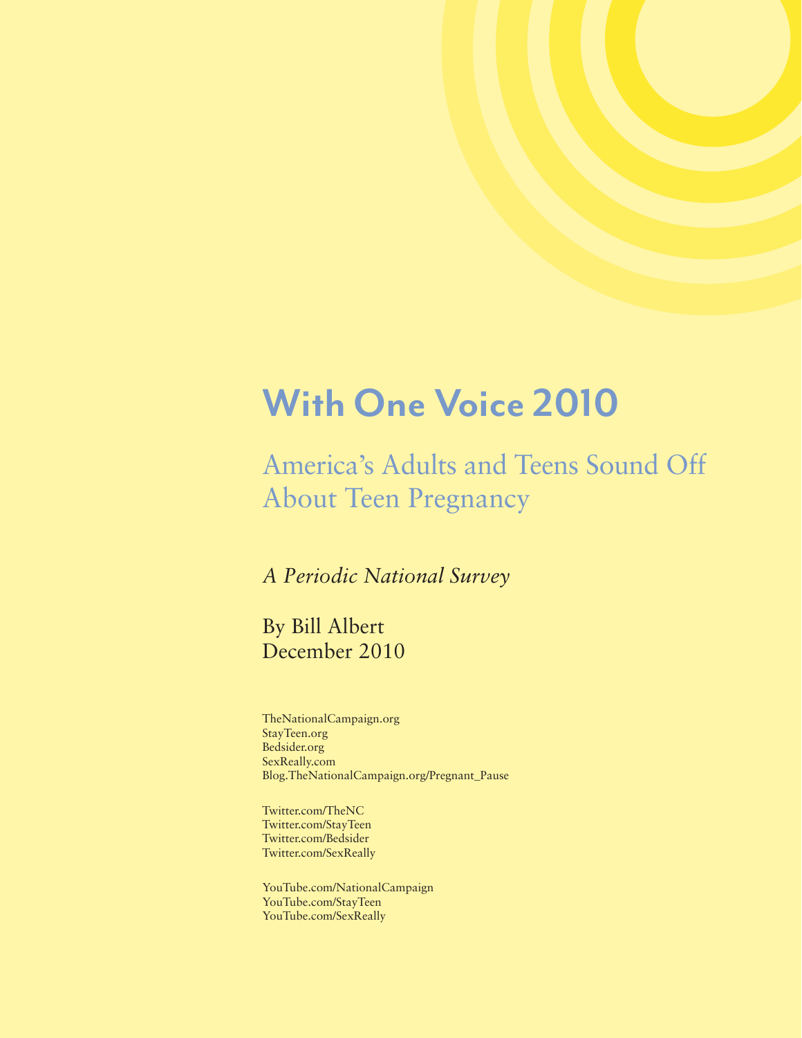# With One Voice 2010

## America's Adults and Teens Sound Off About Teen Pregnancy

*A Periodic National Survey*

By Bill Albert
December 2010

TheNationalCampaign.org
StayTeen.org
Bedsider.org
SexReally.com
Blog.TheNationalCampaign.org/Pregnant_Pause

Twitter.com/TheNC
Twitter.com/StayTeen
Twitter.com/Bedsider
Twitter.com/SexReally

YouTube.com/NationalCampaign
YouTube.com/StayTeen
YouTube.com/SexReally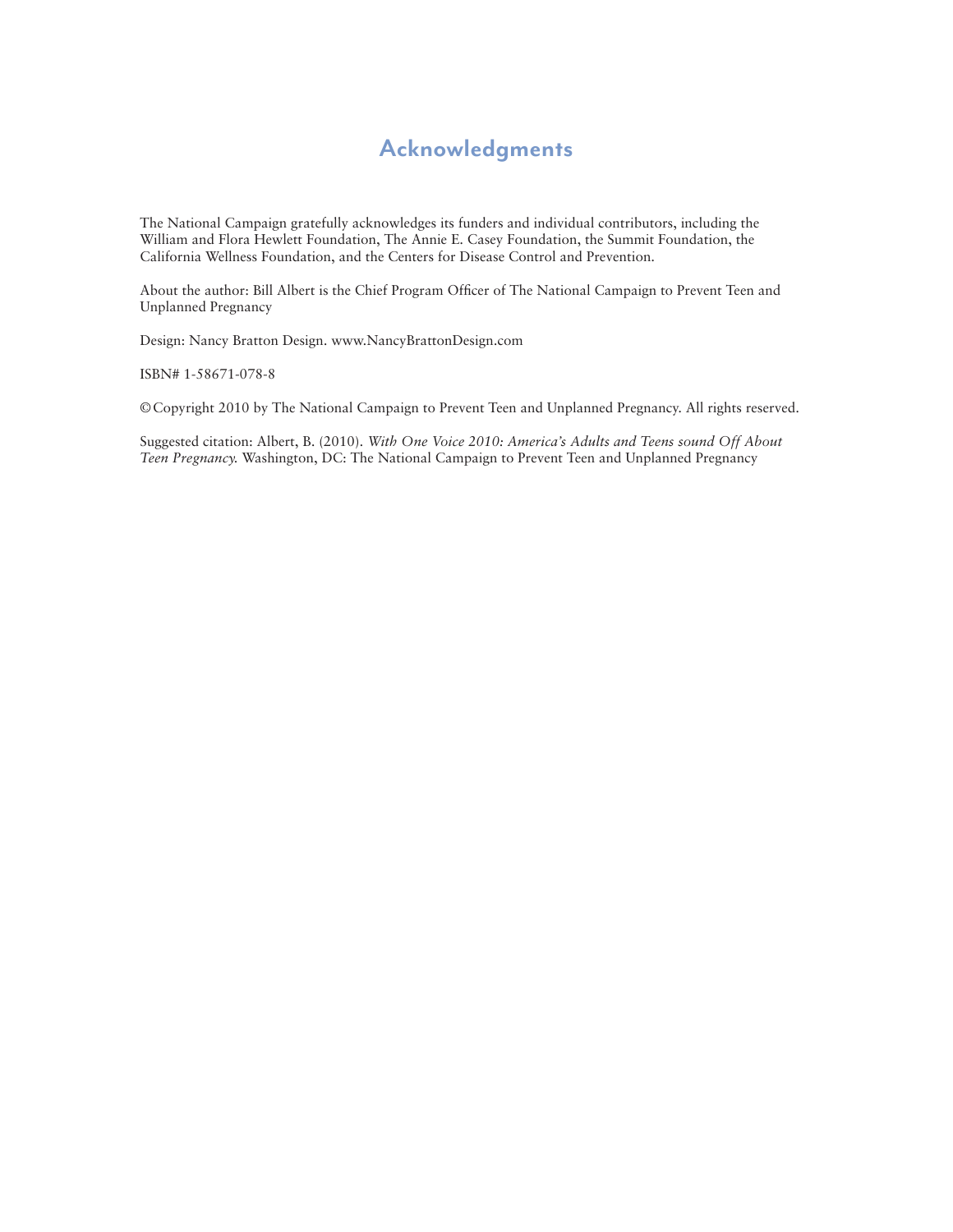# Acknowledgments

The National Campaign gratefully acknowledges its funders and individual contributors, including the William and Flora Hewlett Foundation, The Annie E. Casey Foundation, the Summit Foundation, the California Wellness Foundation, and the Centers for Disease Control and Prevention.

About the author: Bill Albert is the Chief Program Officer of The National Campaign to Prevent Teen and Unplanned Pregnancy

Design: Nancy Bratton Design. www.NancyBrattonDesign.com

ISBN# 1-58671-078-8

© Copyright 2010 by The National Campaign to Prevent Teen and Unplanned Pregnancy. All rights reserved.

Suggested citation: Albert, B. (2010). *With One Voice 2010: America's Adults and Teens sound Off About Teen Pregnancy.* Washington, DC: The National Campaign to Prevent Teen and Unplanned Pregnancy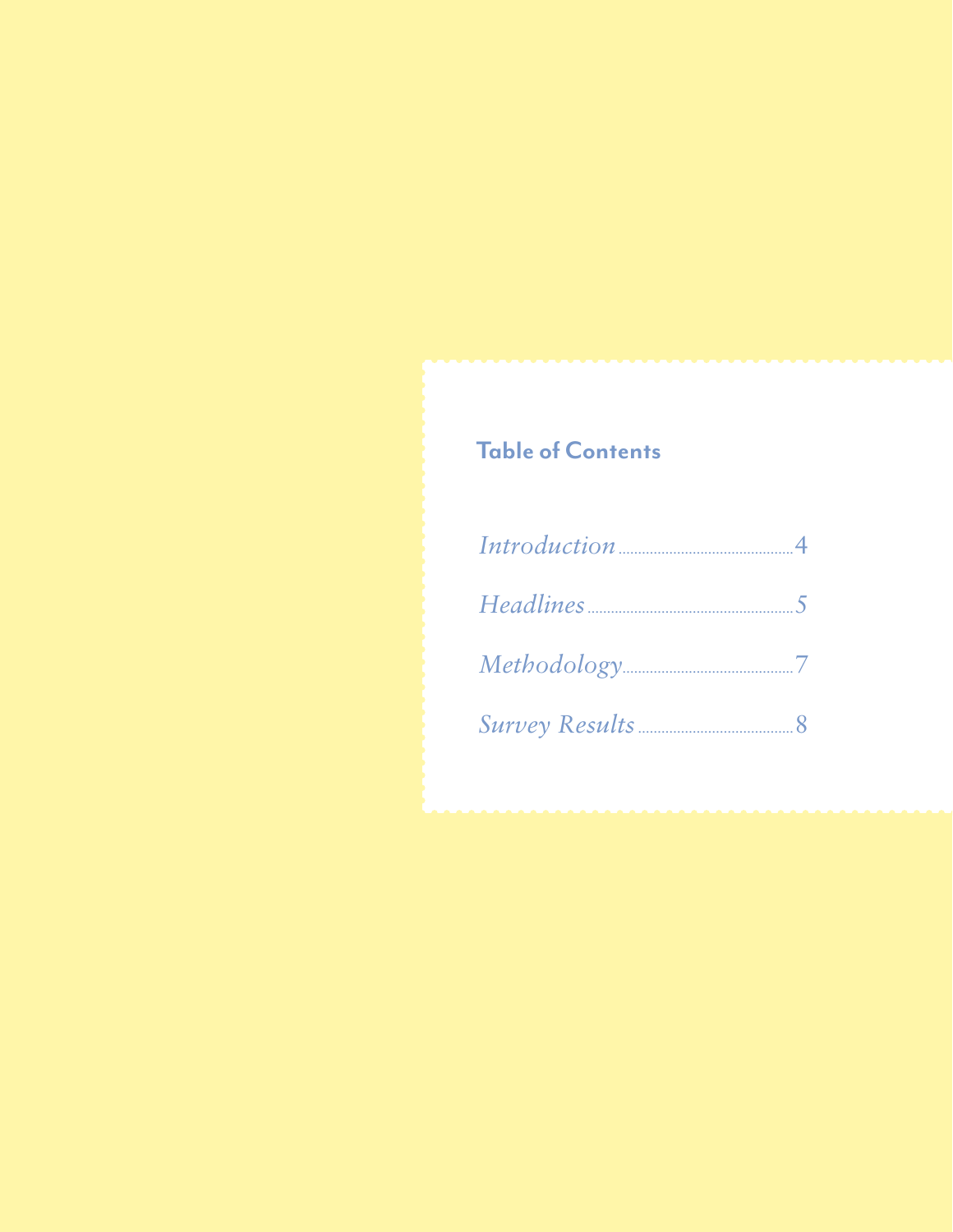## Table of Contents

*Introduction* ........................................ 4

*Headlines* ........................................ 5

*Methodology* ........................................ 7

*Survey Results* ........................................ 8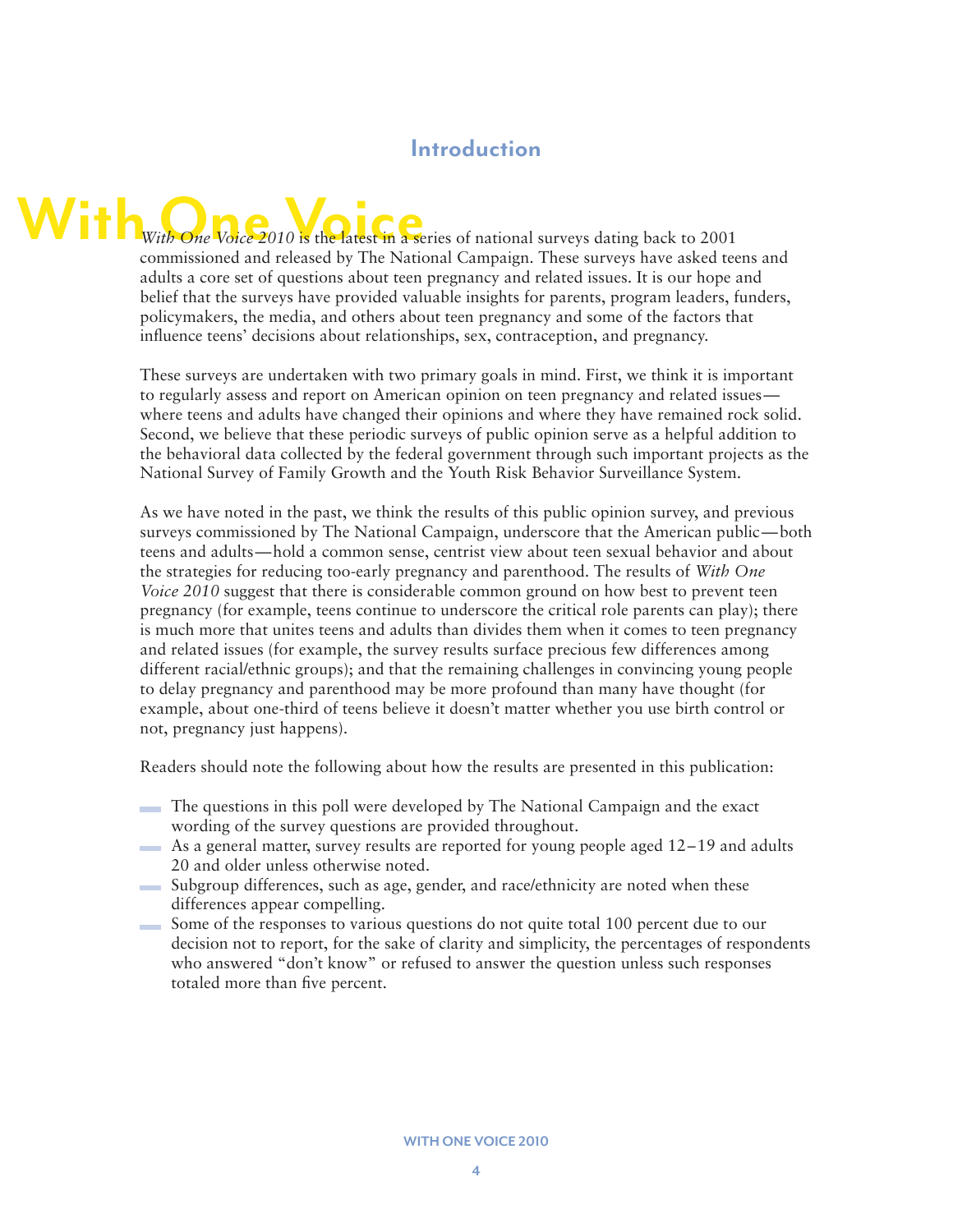# Introduction

*With One Voice 2010* is the latest in a series of national surveys dating back to 2001 commissioned and released by The National Campaign. These surveys have asked teens and adults a core set of questions about teen pregnancy and related issues. It is our hope and belief that the surveys have provided valuable insights for parents, program leaders, funders, policymakers, the media, and others about teen pregnancy and some of the factors that influence teens' decisions about relationships, sex, contraception, and pregnancy.

These surveys are undertaken with two primary goals in mind. First, we think it is important to regularly assess and report on American opinion on teen pregnancy and related issues—where teens and adults have changed their opinions and where they have remained rock solid. Second, we believe that these periodic surveys of public opinion serve as a helpful addition to the behavioral data collected by the federal government through such important projects as the National Survey of Family Growth and the Youth Risk Behavior Surveillance System.

As we have noted in the past, we think the results of this public opinion survey, and previous surveys commissioned by The National Campaign, underscore that the American public—both teens and adults—hold a common sense, centrist view about teen sexual behavior and about the strategies for reducing too-early pregnancy and parenthood. The results of *With One Voice 2010* suggest that there is considerable common ground on how best to prevent teen pregnancy (for example, teens continue to underscore the critical role parents can play); there is much more that unites teens and adults than divides them when it comes to teen pregnancy and related issues (for example, the survey results surface precious few differences among different racial/ethnic groups); and that the remaining challenges in convincing young people to delay pregnancy and parenthood may be more profound than many have thought (for example, about one-third of teens believe it doesn't matter whether you use birth control or not, pregnancy just happens).

Readers should note the following about how the results are presented in this publication:

- The questions in this poll were developed by The National Campaign and the exact wording of the survey questions are provided throughout.
- As a general matter, survey results are reported for young people aged 12–19 and adults 20 and older unless otherwise noted.
- Subgroup differences, such as age, gender, and race/ethnicity are noted when these differences appear compelling.
- Some of the responses to various questions do not quite total 100 percent due to our decision not to report, for the sake of clarity and simplicity, the percentages of respondents who answered "don't know" or refused to answer the question unless such responses totaled more than five percent.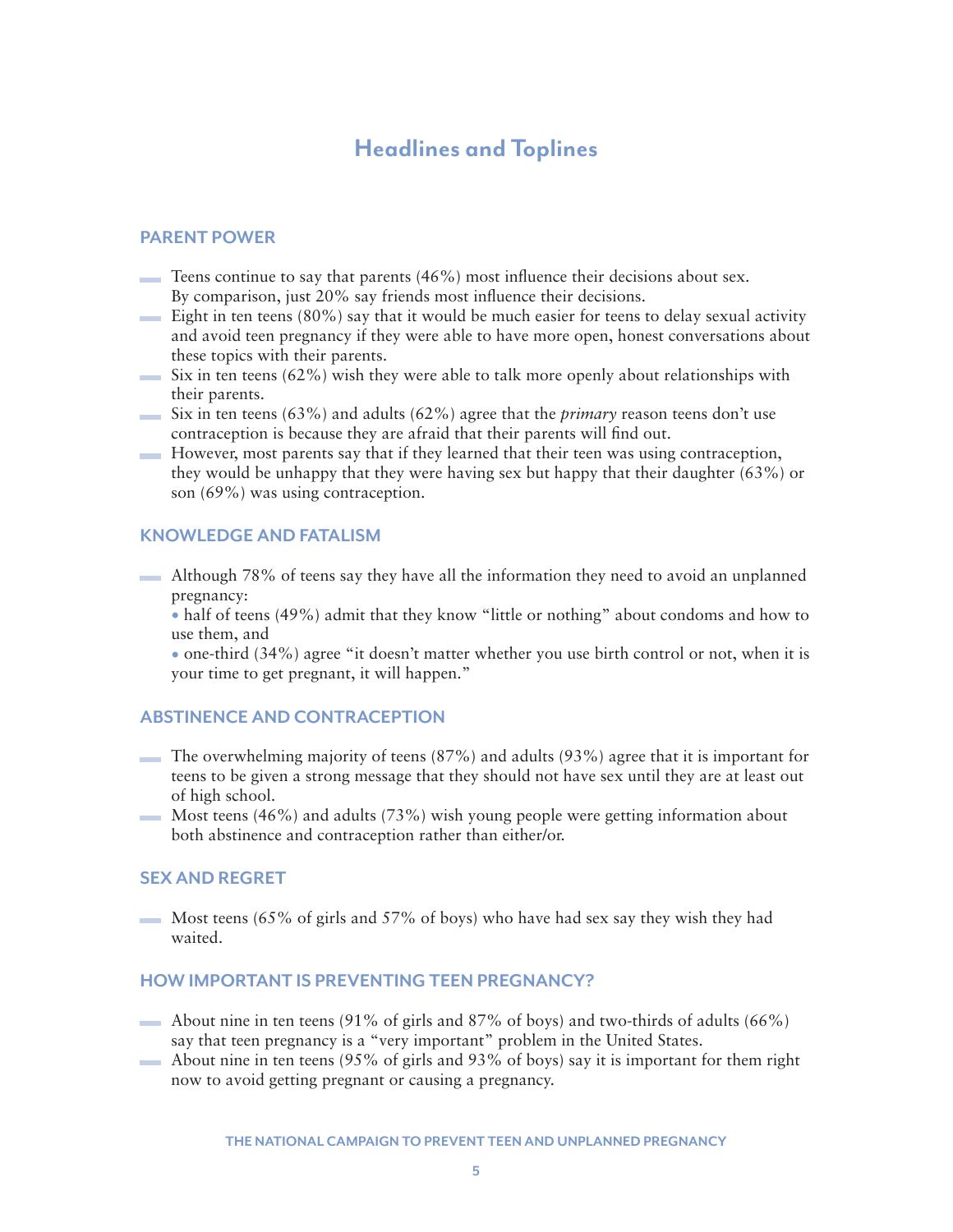## Headlines and Toplines

### PARENT POWER

- Teens continue to say that parents (46%) most influence their decisions about sex. By comparison, just 20% say friends most influence their decisions.
- Eight in ten teens (80%) say that it would be much easier for teens to delay sexual activity and avoid teen pregnancy if they were able to have more open, honest conversations about these topics with their parents.
- Six in ten teens (62%) wish they were able to talk more openly about relationships with their parents.
- Six in ten teens (63%) and adults (62%) agree that the *primary* reason teens don't use contraception is because they are afraid that their parents will find out.
- However, most parents say that if they learned that their teen was using contraception, they would be unhappy that they were having sex but happy that their daughter (63%) or son (69%) was using contraception.

### KNOWLEDGE AND FATALISM

- Although 78% of teens say they have all the information they need to avoid an unplanned pregnancy:
  - half of teens (49%) admit that they know "little or nothing" about condoms and how to use them, and
  - one-third (34%) agree "it doesn't matter whether you use birth control or not, when it is your time to get pregnant, it will happen."

### ABSTINENCE AND CONTRACEPTION

- The overwhelming majority of teens (87%) and adults (93%) agree that it is important for teens to be given a strong message that they should not have sex until they are at least out of high school.
- Most teens (46%) and adults (73%) wish young people were getting information about both abstinence and contraception rather than either/or.

### SEX AND REGRET

- Most teens (65% of girls and 57% of boys) who have had sex say they wish they had waited.

### HOW IMPORTANT IS PREVENTING TEEN PREGNANCY?

- About nine in ten teens (91% of girls and 87% of boys) and two-thirds of adults (66%) say that teen pregnancy is a "very important" problem in the United States.
- About nine in ten teens (95% of girls and 93% of boys) say it is important for them right now to avoid getting pregnant or causing a pregnancy.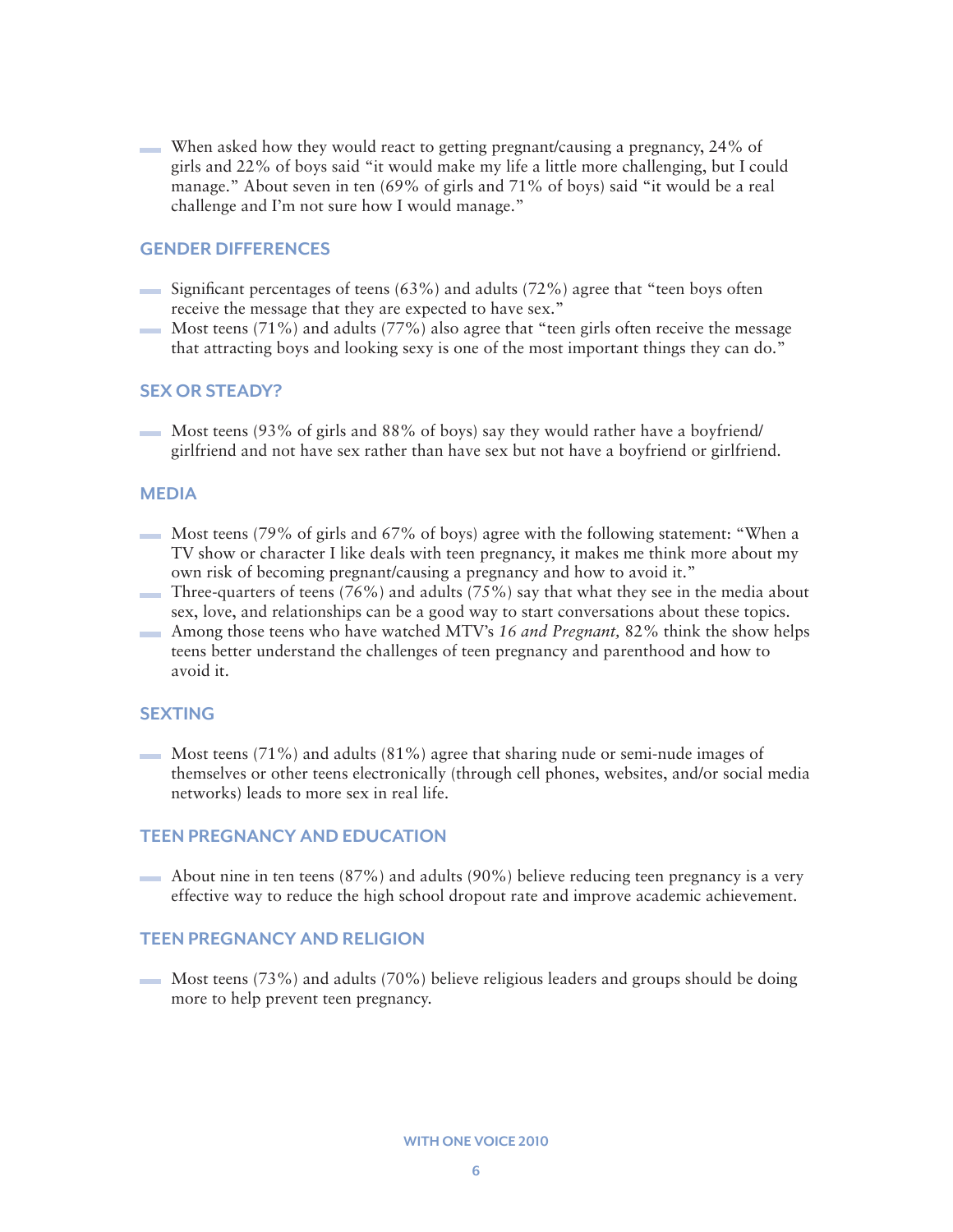- When asked how they would react to getting pregnant/causing a pregnancy, 24% of girls and 22% of boys said "it would make my life a little more challenging, but I could manage." About seven in ten (69% of girls and 71% of boys) said "it would be a real challenge and I'm not sure how I would manage."

## GENDER DIFFERENCES

- Significant percentages of teens (63%) and adults (72%) agree that "teen boys often receive the message that they are expected to have sex."
- Most teens (71%) and adults (77%) also agree that "teen girls often receive the message that attracting boys and looking sexy is one of the most important things they can do."

## SEX OR STEADY?

- Most teens (93% of girls and 88% of boys) say they would rather have a boyfriend/girlfriend and not have sex rather than have sex but not have a boyfriend or girlfriend.

## MEDIA

- Most teens (79% of girls and 67% of boys) agree with the following statement: "When a TV show or character I like deals with teen pregnancy, it makes me think more about my own risk of becoming pregnant/causing a pregnancy and how to avoid it."
- Three-quarters of teens (76%) and adults (75%) say that what they see in the media about sex, love, and relationships can be a good way to start conversations about these topics.
- Among those teens who have watched MTV's *16 and Pregnant,* 82% think the show helps teens better understand the challenges of teen pregnancy and parenthood and how to avoid it.

## SEXTING

- Most teens (71%) and adults (81%) agree that sharing nude or semi-nude images of themselves or other teens electronically (through cell phones, websites, and/or social media networks) leads to more sex in real life.

## TEEN PREGNANCY AND EDUCATION

- About nine in ten teens (87%) and adults (90%) believe reducing teen pregnancy is a very effective way to reduce the high school dropout rate and improve academic achievement.

## TEEN PREGNANCY AND RELIGION

- Most teens (73%) and adults (70%) believe religious leaders and groups should be doing more to help prevent teen pregnancy.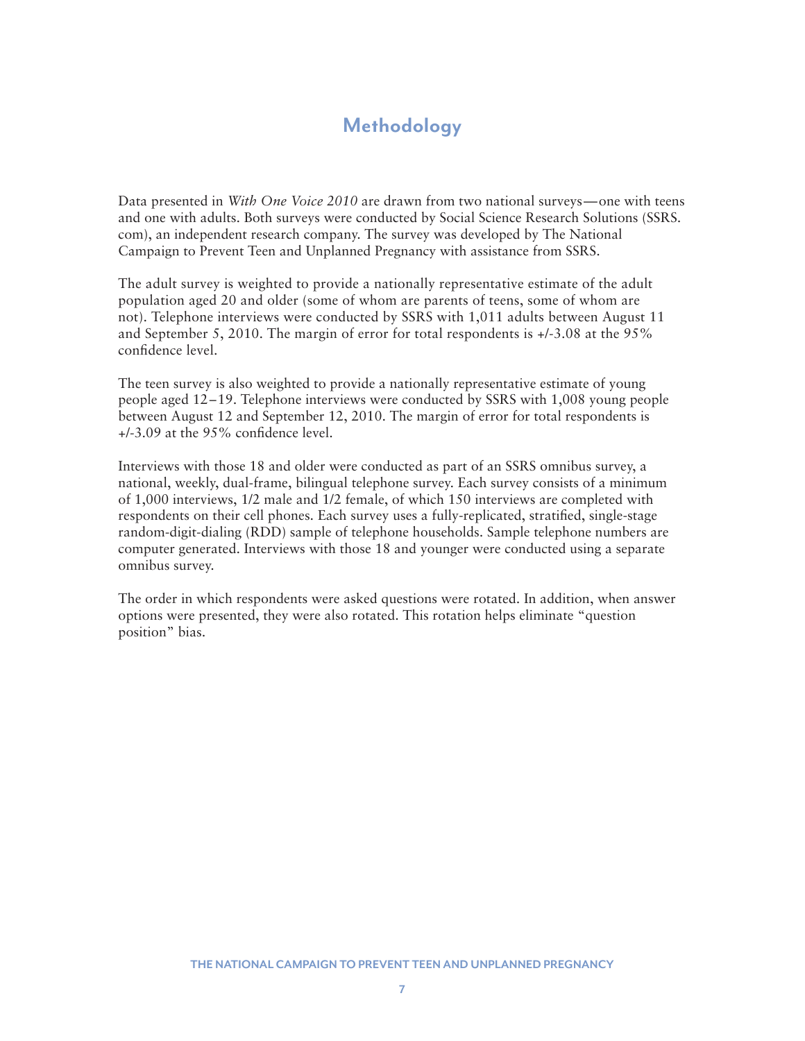# Methodology

Data presented in *With One Voice 2010* are drawn from two national surveys—one with teens and one with adults. Both surveys were conducted by Social Science Research Solutions (SSRS.com), an independent research company. The survey was developed by The National Campaign to Prevent Teen and Unplanned Pregnancy with assistance from SSRS.

The adult survey is weighted to provide a nationally representative estimate of the adult population aged 20 and older (some of whom are parents of teens, some of whom are not). Telephone interviews were conducted by SSRS with 1,011 adults between August 11 and September 5, 2010. The margin of error for total respondents is +/-3.08 at the 95% confidence level.

The teen survey is also weighted to provide a nationally representative estimate of young people aged 12–19. Telephone interviews were conducted by SSRS with 1,008 young people between August 12 and September 12, 2010. The margin of error for total respondents is +/-3.09 at the 95% confidence level.

Interviews with those 18 and older were conducted as part of an SSRS omnibus survey, a national, weekly, dual-frame, bilingual telephone survey. Each survey consists of a minimum of 1,000 interviews, 1/2 male and 1/2 female, of which 150 interviews are completed with respondents on their cell phones. Each survey uses a fully-replicated, stratified, single-stage random-digit-dialing (RDD) sample of telephone households. Sample telephone numbers are computer generated. Interviews with those 18 and younger were conducted using a separate omnibus survey.

The order in which respondents were asked questions were rotated. In addition, when answer options were presented, they were also rotated. This rotation helps eliminate "question position" bias.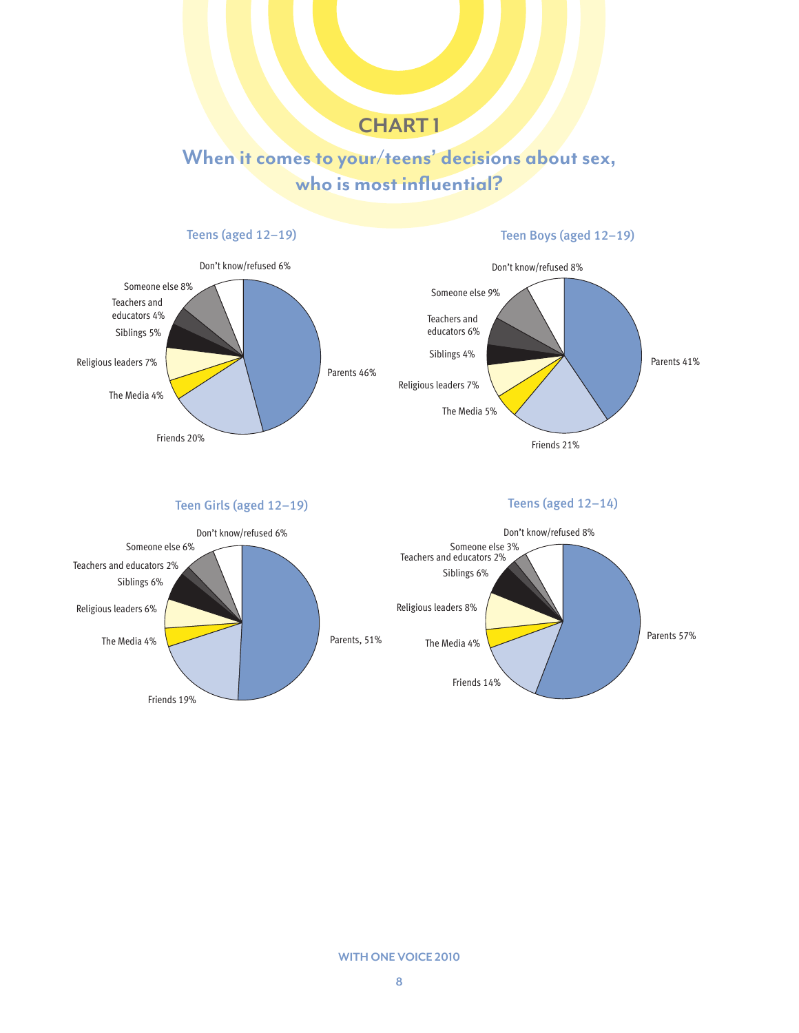# CHART 1

## When it comes to your/teens' decisions about sex, who is most influential?

### Teens (aged 12–19)

| Source | Percent |
|---|---|
| Parents | 46% |
| Friends | 20% |
| The Media | 4% |
| Religious leaders | 7% |
| Siblings | 5% |
| Teachers and educators | 4% |
| Someone else | 8% |
| Don't know/refused | 6% |

### Teen Boys (aged 12–19)

| Source | Percent |
|---|---|
| Parents | 41% |
| Friends | 21% |
| The Media | 5% |
| Religious leaders | 7% |
| Siblings | 4% |
| Teachers and educators | 6% |
| Someone else | 9% |
| Don't know/refused | 8% |

### Teen Girls (aged 12–19)

| Source | Percent |
|---|---|
| Parents | 51% |
| Friends | 19% |
| The Media | 4% |
| Religious leaders | 6% |
| Siblings | 6% |
| Teachers and educators | 2% |
| Someone else | 6% |
| Don't know/refused | 6% |

### Teens (aged 12–14)

| Source | Percent |
|---|---|
| Parents | 57% |
| Friends | 14% |
| The Media | 4% |
| Religious leaders | 8% |
| Siblings | 6% |
| Teachers and educators | 2% |
| Someone else | 3% |
| Don't know/refused | 8% |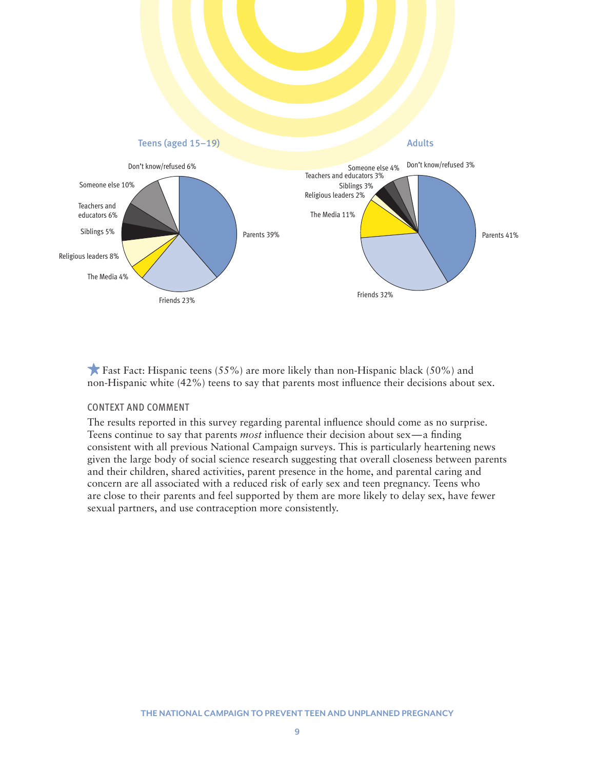**Teens (aged 15–19)**

- Parents 39%
- Friends 23%
- The Media 4%
- Religious leaders 8%
- Siblings 5%
- Teachers and educators 6%
- Someone else 10%
- Don't know/refused 6%

**Adults**

- Parents 41%
- Friends 32%
- The Media 11%
- Religious leaders 2%
- Siblings 3%
- Teachers and educators 3%
- Someone else 4%
- Don't know/refused 3%

★ Fast Fact: Hispanic teens (55%) are more likely than non-Hispanic black (50%) and non-Hispanic white (42%) teens to say that parents most influence their decisions about sex.

### CONTEXT AND COMMENT

The results reported in this survey regarding parental influence should come as no surprise. Teens continue to say that parents *most* influence their decision about sex—a finding consistent with all previous National Campaign surveys. This is particularly heartening news given the large body of social science research suggesting that overall closeness between parents and their children, shared activities, parent presence in the home, and parental caring and concern are all associated with a reduced risk of early sex and teen pregnancy. Teens who are close to their parents and feel supported by them are more likely to delay sex, have fewer sexual partners, and use contraception more consistently.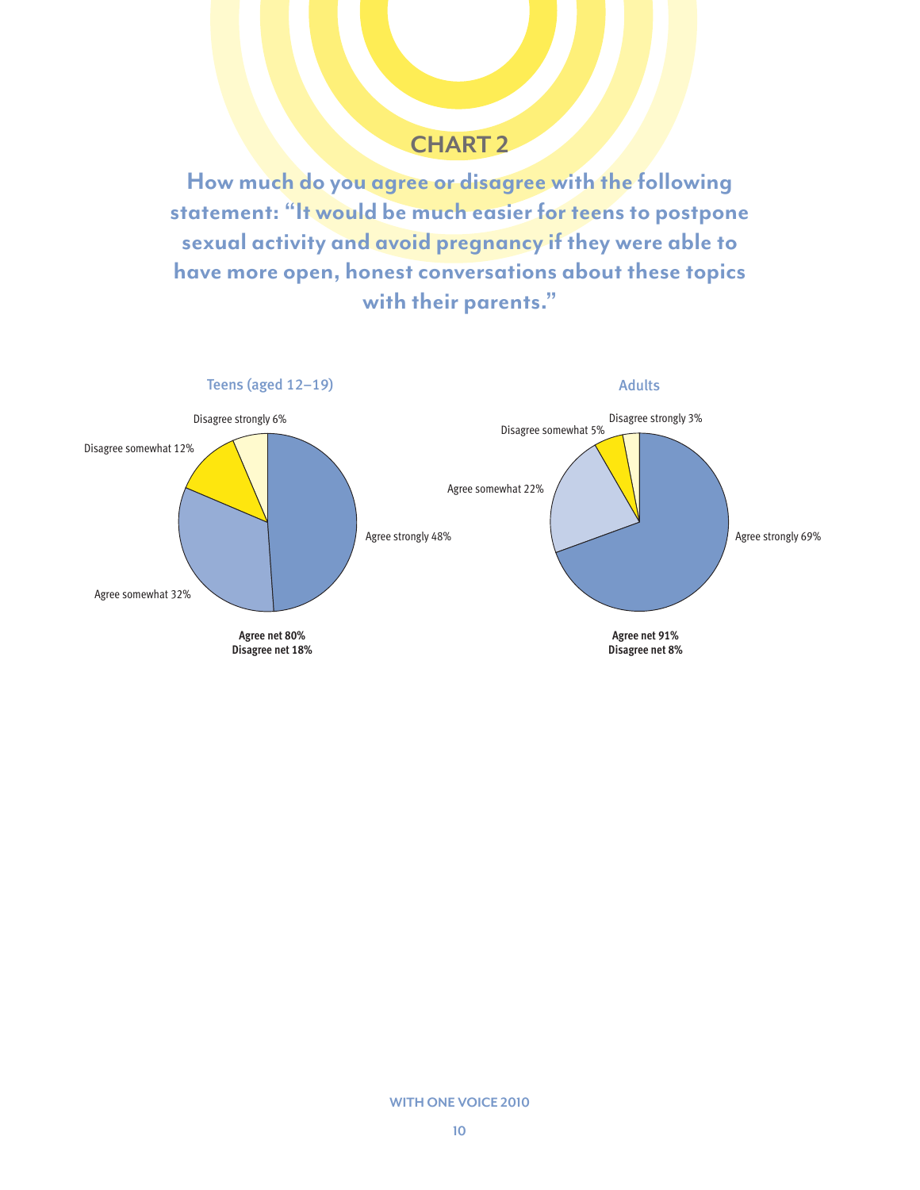## CHART 2

**How much do you agree or disagree with the following statement: "It would be much easier for teens to postpone sexual activity and avoid pregnancy if they were able to have more open, honest conversations about these topics with their parents."**

### Teens (aged 12–19)

- Agree strongly 48%
- Agree somewhat 32%
- Disagree somewhat 12%
- Disagree strongly 6%

**Agree net 80%**
**Disagree net 18%**

### Adults

- Agree strongly 69%
- Agree somewhat 22%
- Disagree somewhat 5%
- Disagree strongly 3%

**Agree net 91%**
**Disagree net 8%**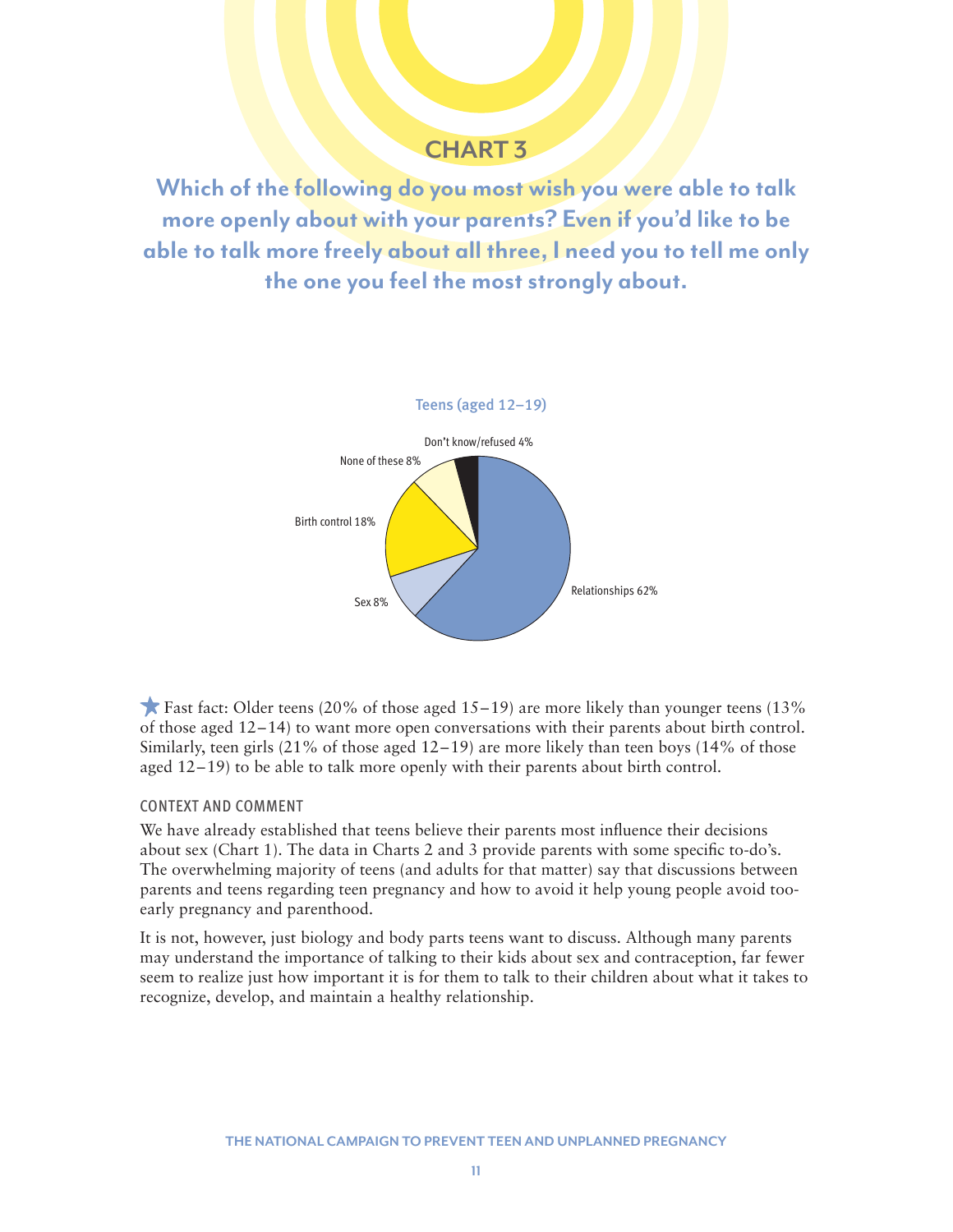## CHART 3

### Which of the following do you most wish you were able to talk more openly about with your parents? Even if you'd like to be able to talk more freely about all three, I need you to tell me only the one you feel the most strongly about.

Teens (aged 12–19)

| Response | Percentage |
| --- | --- |
| Relationships | 62% |
| Birth control | 18% |
| Sex | 8% |
| None of these | 8% |
| Don't know/refused | 4% |

★ Fast fact: Older teens (20% of those aged 15–19) are more likely than younger teens (13% of those aged 12–14) to want more open conversations with their parents about birth control. Similarly, teen girls (21% of those aged 12–19) are more likely than teen boys (14% of those aged 12–19) to be able to talk more openly with their parents about birth control.

#### CONTEXT AND COMMENT

We have already established that teens believe their parents most influence their decisions about sex (Chart 1). The data in Charts 2 and 3 provide parents with some specific to-do's. The overwhelming majority of teens (and adults for that matter) say that discussions between parents and teens regarding teen pregnancy and how to avoid it help young people avoid too-early pregnancy and parenthood.

It is not, however, just biology and body parts teens want to discuss. Although many parents may understand the importance of talking to their kids about sex and contraception, far fewer seem to realize just how important it is for them to talk to their children about what it takes to recognize, develop, and maintain a healthy relationship.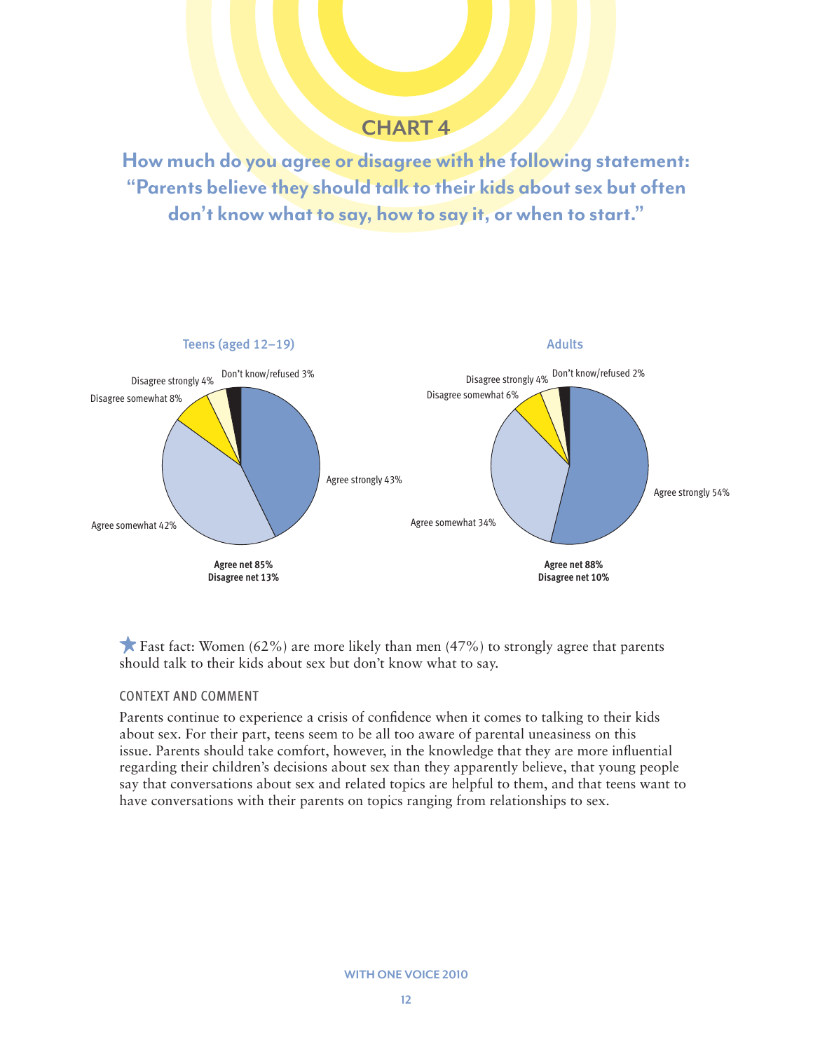## CHART 4

### How much do you agree or disagree with the following statement: "Parents believe they should talk to their kids about sex but often don't know what to say, how to say it, or when to start."

**Teens (aged 12–19)**

- Agree strongly 43%
- Agree somewhat 42%
- Disagree somewhat 8%
- Disagree strongly 4%
- Don't know/refused 3%

**Agree net 85%**
**Disagree net 13%**

**Adults**

- Agree strongly 54%
- Agree somewhat 34%
- Disagree somewhat 6%
- Disagree strongly 4%
- Don't know/refused 2%

**Agree net 88%**
**Disagree net 10%**

★ Fast fact: Women (62%) are more likely than men (47%) to strongly agree that parents should talk to their kids about sex but don't know what to say.

#### CONTEXT AND COMMENT

Parents continue to experience a crisis of confidence when it comes to talking to their kids about sex. For their part, teens seem to be all too aware of parental uneasiness on this issue. Parents should take comfort, however, in the knowledge that they are more influential regarding their children's decisions about sex than they apparently believe, that young people say that conversations about sex and related topics are helpful to them, and that teens want to have conversations with their parents on topics ranging from relationships to sex.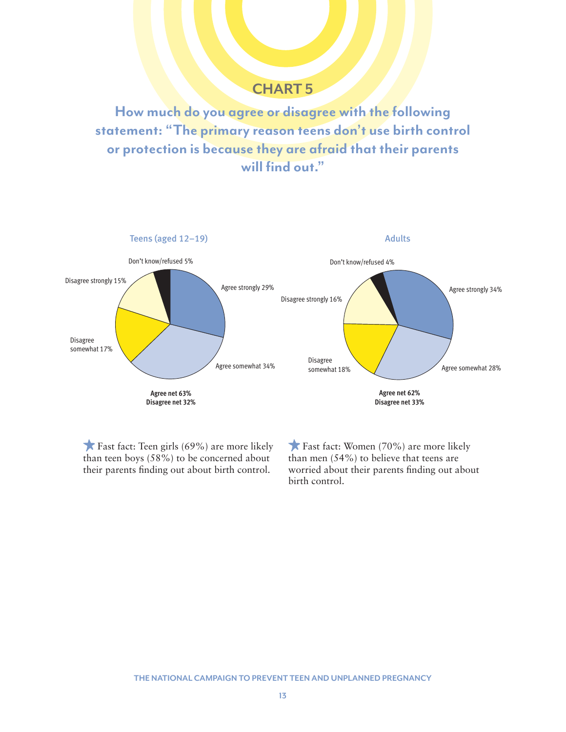## CHART 5

### How much do you agree or disagree with the following statement: "The primary reason teens don't use birth control or protection is because they are afraid that their parents will find out."

**Teens (aged 12–19)**

- Agree strongly 29%
- Agree somewhat 34%
- Disagree somewhat 17%
- Disagree strongly 15%
- Don't know/refused 5%

**Agree net 63%**
**Disagree net 32%**

**Adults**

- Agree strongly 34%
- Agree somewhat 28%
- Disagree somewhat 18%
- Disagree strongly 16%
- Don't know/refused 4%

**Agree net 62%**
**Disagree net 33%**

★ Fast fact: Teen girls (69%) are more likely than teen boys (58%) to be concerned about their parents finding out about birth control.

★ Fast fact: Women (70%) are more likely than men (54%) to believe that teens are worried about their parents finding out about birth control.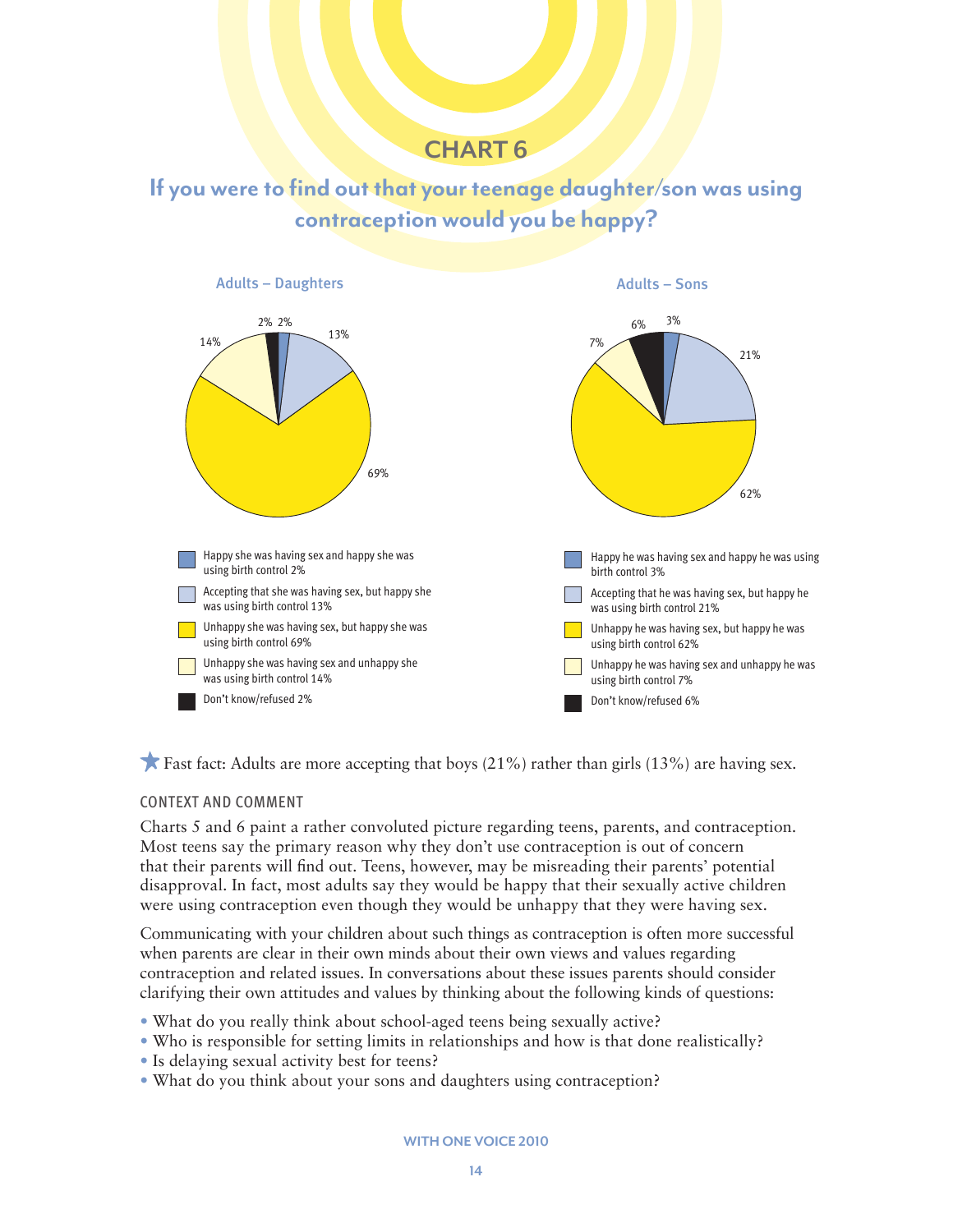## CHART 6

### If you were to find out that your teenage daughter/son was using contraception would you be happy?

**Adults – Daughters**

- Happy she was having sex and happy she was using birth control 2%
- Accepting that she was having sex, but happy she was using birth control 13%
- Unhappy she was having sex, but happy she was using birth control 69%
- Unhappy she was having sex and unhappy she was using birth control 14%
- Don't know/refused 2%

**Adults – Sons**

- Happy he was having sex and happy he was using birth control 3%
- Accepting that he was having sex, but happy he was using birth control 21%
- Unhappy he was having sex, but happy he was using birth control 62%
- Unhappy he was having sex and unhappy he was using birth control 7%
- Don't know/refused 6%

★ Fast fact: Adults are more accepting that boys (21%) rather than girls (13%) are having sex.

#### CONTEXT AND COMMENT

Charts 5 and 6 paint a rather convoluted picture regarding teens, parents, and contraception. Most teens say the primary reason why they don't use contraception is out of concern that their parents will find out. Teens, however, may be misreading their parents' potential disapproval. In fact, most adults say they would be happy that their sexually active children were using contraception even though they would be unhappy that they were having sex.

Communicating with your children about such things as contraception is often more successful when parents are clear in their own minds about their own views and values regarding contraception and related issues. In conversations about these issues parents should consider clarifying their own attitudes and values by thinking about the following kinds of questions:

- What do you really think about school-aged teens being sexually active?
- Who is responsible for setting limits in relationships and how is that done realistically?
- Is delaying sexual activity best for teens?
- What do you think about your sons and daughters using contraception?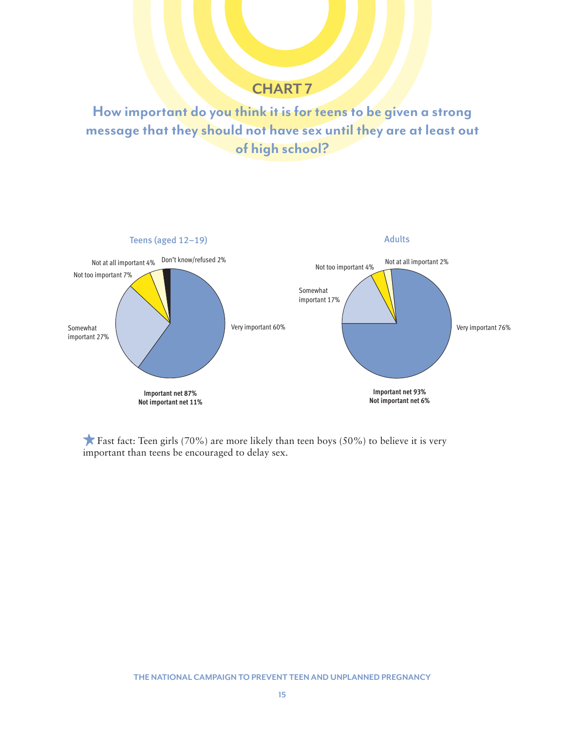## CHART 7

### How important do you think it is for teens to be given a strong message that they should not have sex until they are at least out of high school?

**Teens (aged 12–19)**

- Very important 60%
- Somewhat important 27%
- Not too important 7%
- Not at all important 4%
- Don't know/refused 2%

**Important net 87%**
**Not important net 11%**

**Adults**

- Very important 76%
- Somewhat important 17%
- Not too important 4%
- Not at all important 2%

**Important net 93%**
**Not important net 6%**

★ Fast fact: Teen girls (70%) are more likely than teen boys (50%) to believe it is very important than teens be encouraged to delay sex.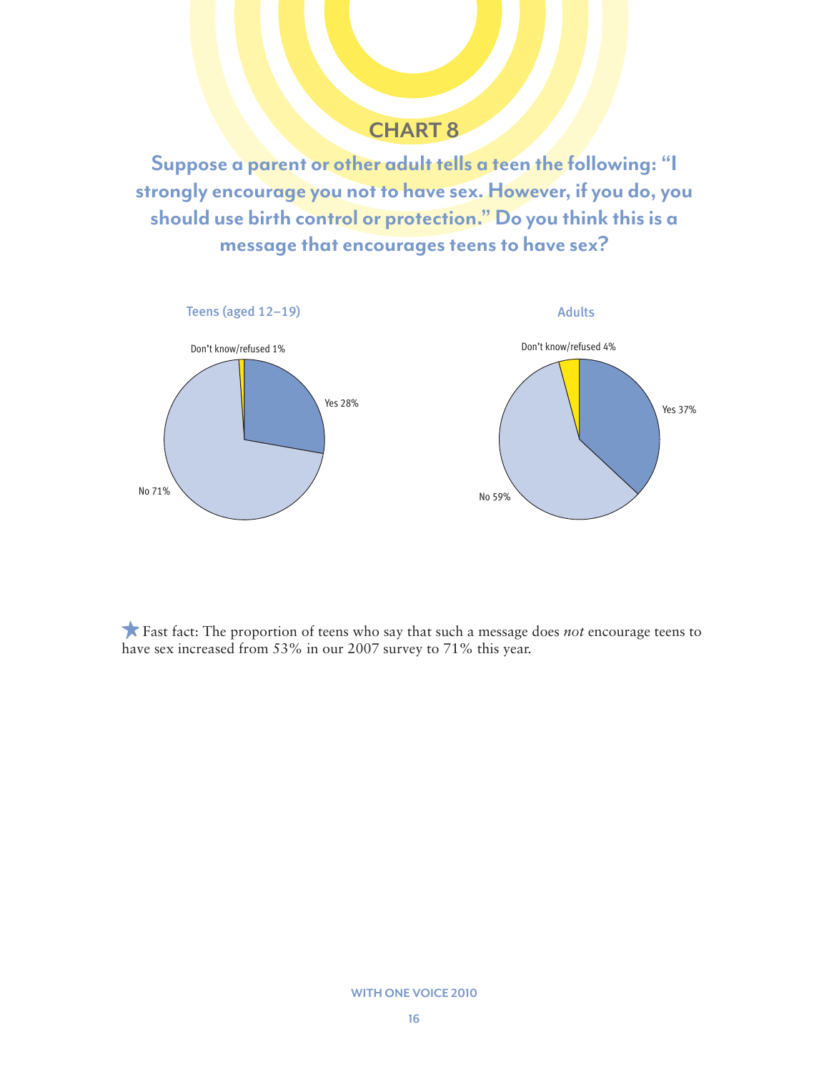## CHART 8

**Suppose a parent or other adult tells a teen the following: "I strongly encourage you not to have sex. However, if you do, you should use birth control or protection." Do you think this is a message that encourages teens to have sex?**

**Teens (aged 12–19)**

Don't know/refused 1%

Yes 28%

No 71%

**Adults**

Don't know/refused 4%

Yes 37%

No 59%

★ Fast fact: The proportion of teens who say that such a message does *not* encourage teens to have sex increased from 53% in our 2007 survey to 71% this year.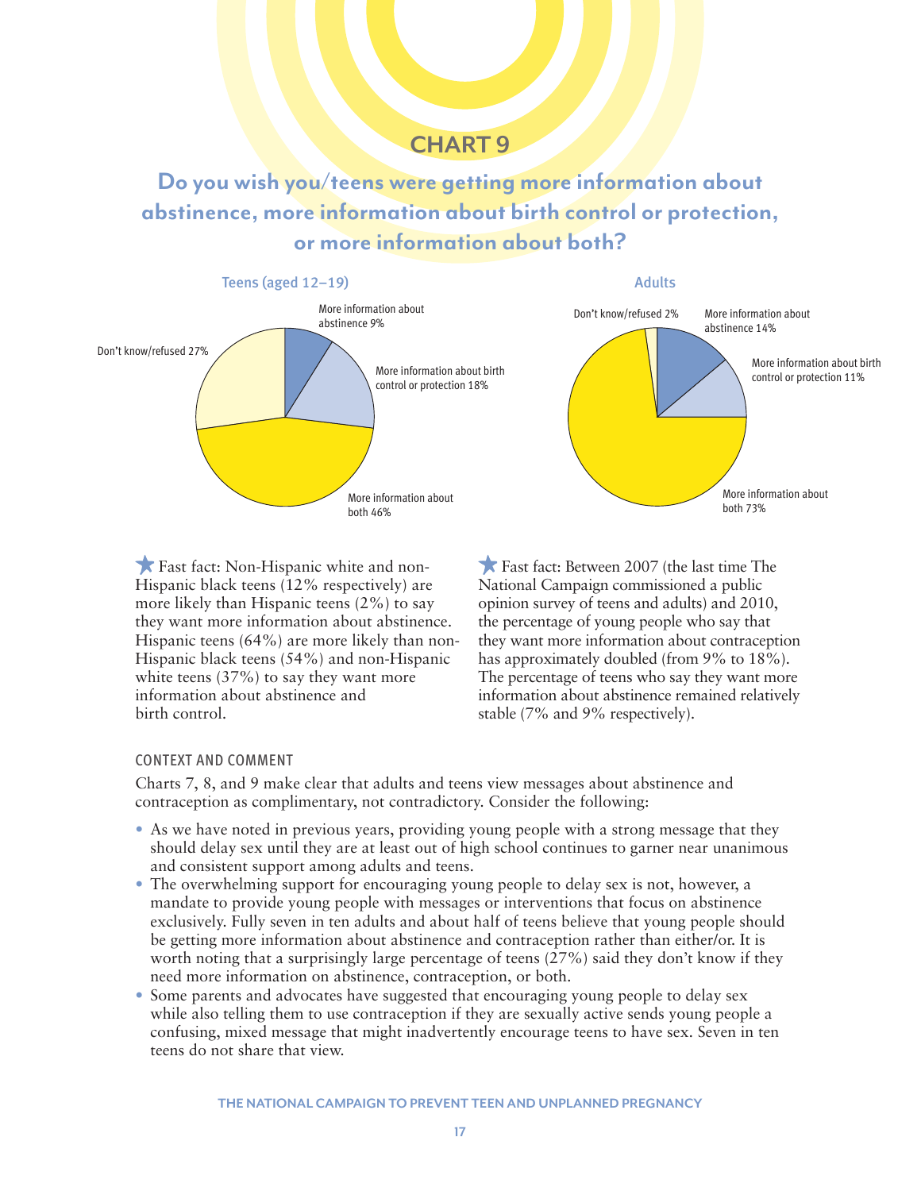# CHART 9

## Do you wish you/teens were getting more information about abstinence, more information about birth control or protection, or more information about both?

**Teens (aged 12–19)**

- More information about abstinence 9%
- More information about birth control or protection 18%
- More information about both 46%
- Don't know/refused 27%

**Adults**

- More information about abstinence 14%
- More information about birth control or protection 11%
- More information about both 73%
- Don't know/refused 2%

★ Fast fact: Non-Hispanic white and non-Hispanic black teens (12% respectively) are more likely than Hispanic teens (2%) to say they want more information about abstinence. Hispanic teens (64%) are more likely than non-Hispanic black teens (54%) and non-Hispanic white teens (37%) to say they want more information about abstinence and birth control.

★ Fast fact: Between 2007 (the last time The National Campaign commissioned a public opinion survey of teens and adults) and 2010, the percentage of young people who say that they want more information about contraception has approximately doubled (from 9% to 18%). The percentage of teens who say they want more information about abstinence remained relatively stable (7% and 9% respectively).

### CONTEXT AND COMMENT

Charts 7, 8, and 9 make clear that adults and teens view messages about abstinence and contraception as complimentary, not contradictory. Consider the following:

- As we have noted in previous years, providing young people with a strong message that they should delay sex until they are at least out of high school continues to garner near unanimous and consistent support among adults and teens.
- The overwhelming support for encouraging young people to delay sex is not, however, a mandate to provide young people with messages or interventions that focus on abstinence exclusively. Fully seven in ten adults and about half of teens believe that young people should be getting more information about abstinence and contraception rather than either/or. It is worth noting that a surprisingly large percentage of teens (27%) said they don't know if they need more information on abstinence, contraception, or both.
- Some parents and advocates have suggested that encouraging young people to delay sex while also telling them to use contraception if they are sexually active sends young people a confusing, mixed message that might inadvertently encourage teens to have sex. Seven in ten teens do not share that view.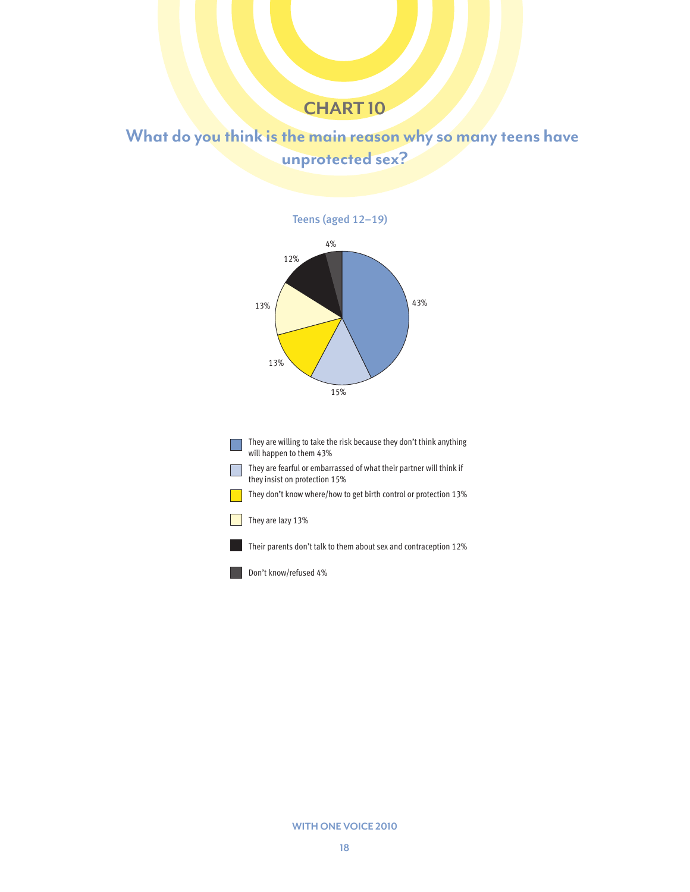# CHART 10

## What do you think is the main reason why so many teens have unprotected sex?

Teens (aged 12–19)

- They are willing to take the risk because they don't think anything will happen to them 43%
- They are fearful or embarrassed of what their partner will think if they insist on protection 15%
- They don't know where/how to get birth control or protection 13%
- They are lazy 13%
- Their parents don't talk to them about sex and contraception 12%
- Don't know/refused 4%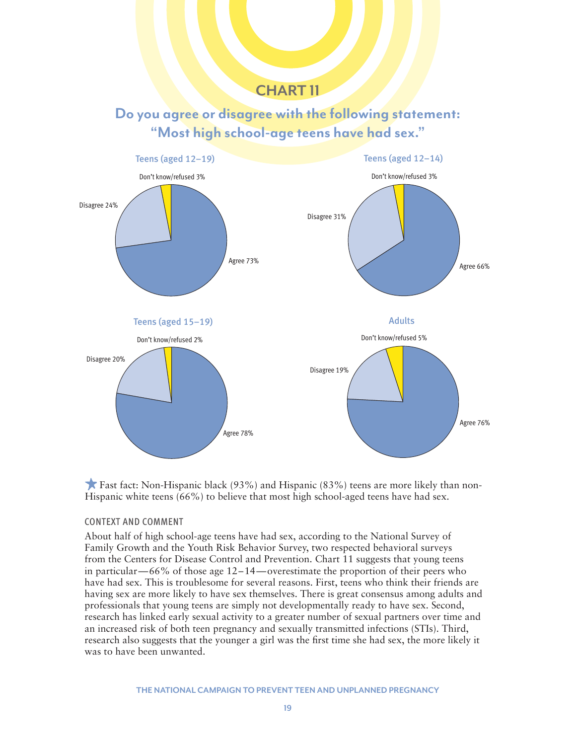# CHART 11

## Do you agree or disagree with the following statement: "Most high school-age teens have had sex."

**Teens (aged 12–19)**

Don't know/refused 3%
Disagree 24%
Agree 73%

**Teens (aged 12–14)**

Don't know/refused 3%
Disagree 31%
Agree 66%

**Teens (aged 15–19)**

Don't know/refused 2%
Disagree 20%
Agree 78%

**Adults**

Don't know/refused 5%
Disagree 19%
Agree 76%

★ Fast fact: Non-Hispanic black (93%) and Hispanic (83%) teens are more likely than non-Hispanic white teens (66%) to believe that most high school-aged teens have had sex.

### CONTEXT AND COMMENT

About half of high school-age teens have had sex, according to the National Survey of Family Growth and the Youth Risk Behavior Survey, two respected behavioral surveys from the Centers for Disease Control and Prevention. Chart 11 suggests that young teens in particular—66% of those age 12–14—overestimate the proportion of their peers who have had sex. This is troublesome for several reasons. First, teens who think their friends are having sex are more likely to have sex themselves. There is great consensus among adults and professionals that young teens are simply not developmentally ready to have sex. Second, research has linked early sexual activity to a greater number of sexual partners over time and an increased risk of both teen pregnancy and sexually transmitted infections (STIs). Third, research also suggests that the younger a girl was the first time she had sex, the more likely it was to have been unwanted.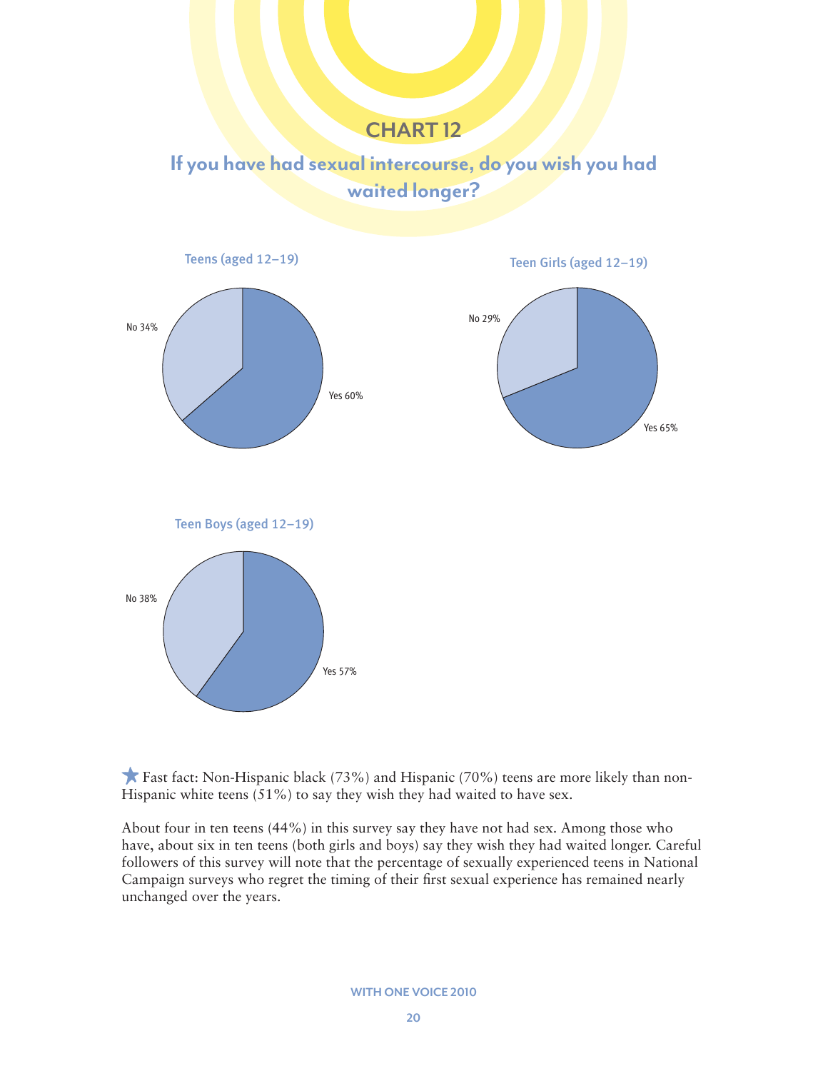## CHART 12

### If you have had sexual intercourse, do you wish you had waited longer?

**Teens (aged 12–19)**

No 34%

Yes 60%

**Teen Girls (aged 12–19)**

No 29%

Yes 65%

**Teen Boys (aged 12–19)**

No 38%

Yes 57%

★ Fast fact: Non-Hispanic black (73%) and Hispanic (70%) teens are more likely than non-Hispanic white teens (51%) to say they wish they had waited to have sex.

About four in ten teens (44%) in this survey say they have not had sex. Among those who have, about six in ten teens (both girls and boys) say they wish they had waited longer. Careful followers of this survey will note that the percentage of sexually experienced teens in National Campaign surveys who regret the timing of their first sexual experience has remained nearly unchanged over the years.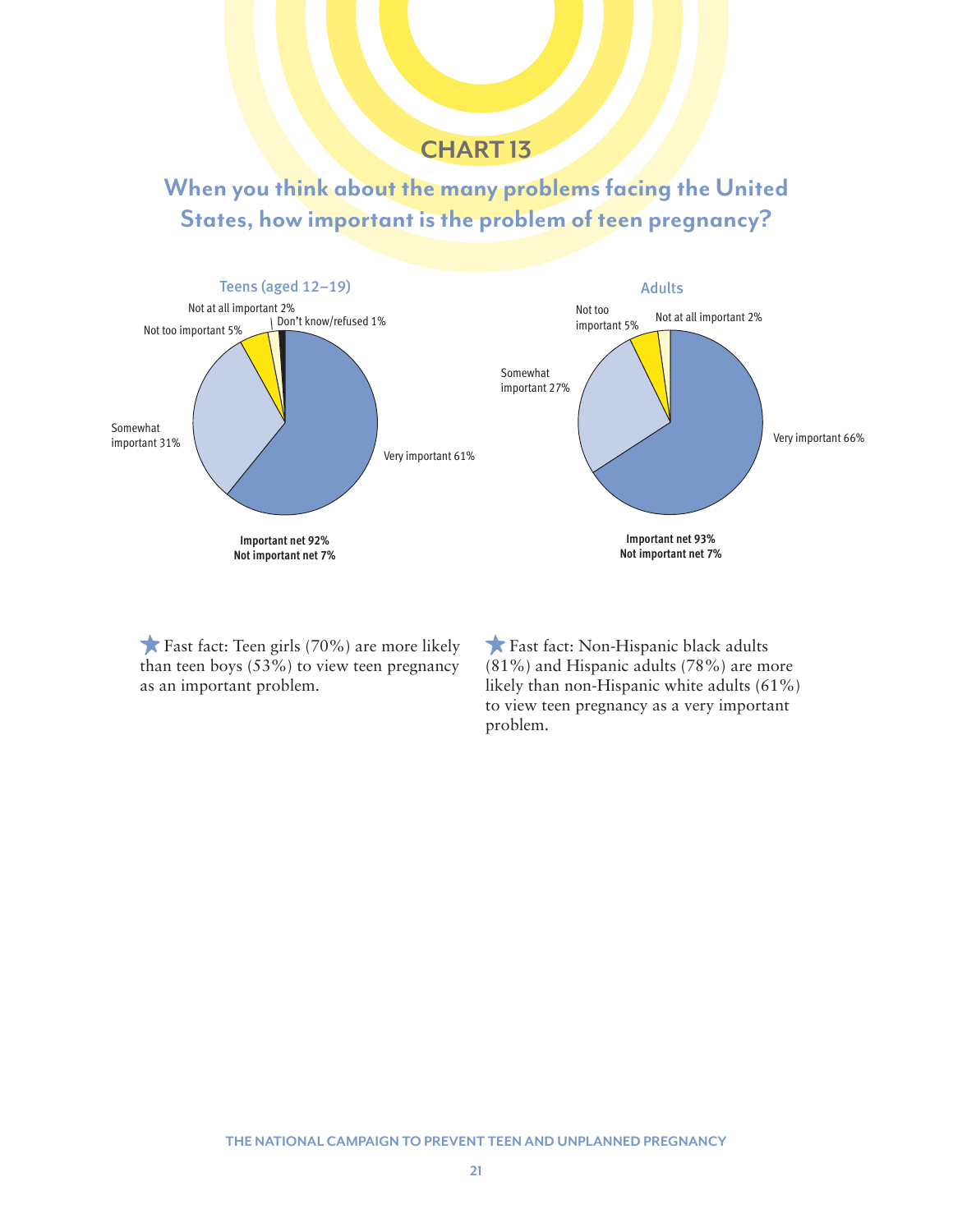## CHART 13

### When you think about the many problems facing the United States, how important is the problem of teen pregnancy?

**Teens (aged 12–19)**

- Very important 61%
- Somewhat important 31%
- Not too important 5%
- Not at all important 2%
- Don't know/refused 1%

**Important net 92%**
**Not important net 7%**

**Adults**

- Very important 66%
- Somewhat important 27%
- Not too important 5%
- Not at all important 2%

**Important net 93%**
**Not important net 7%**

★ Fast fact: Teen girls (70%) are more likely than teen boys (53%) to view teen pregnancy as an important problem.

★ Fast fact: Non-Hispanic black adults (81%) and Hispanic adults (78%) are more likely than non-Hispanic white adults (61%) to view teen pregnancy as a very important problem.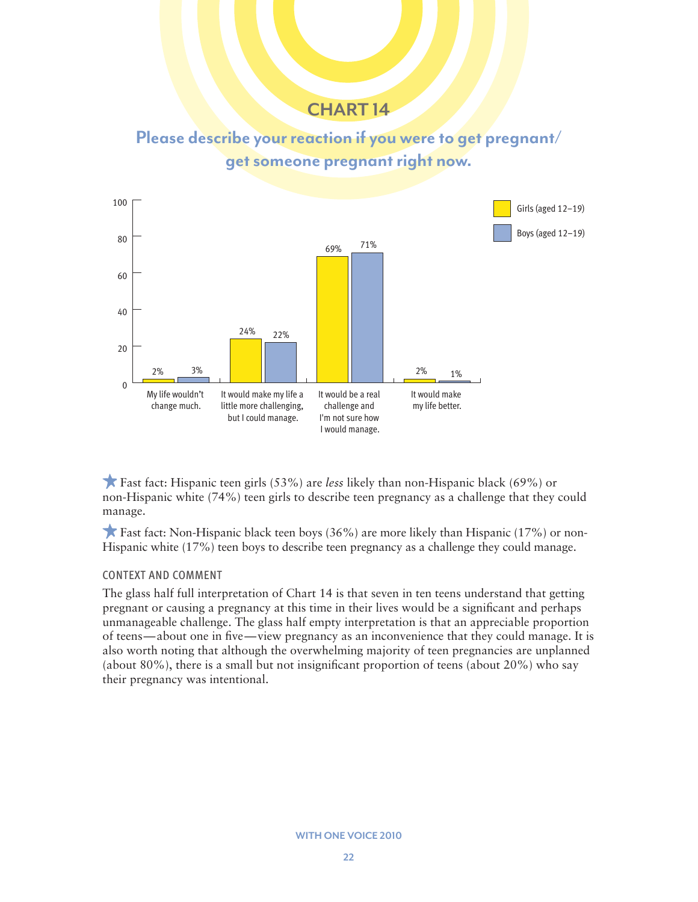# CHART 14

## Please describe your reaction if you were to get pregnant/get someone pregnant right now.

| | Girls (aged 12–19) | Boys (aged 12–19) |
|---|---|---|
| My life wouldn't change much. | 2% | 3% |
| It would make my life a little more challenging, but I could manage. | 24% | 22% |
| It would be a real challenge and I'm not sure how I would manage. | 69% | 71% |
| It would make my life better. | 2% | 1% |

★ Fast fact: Hispanic teen girls (53%) are *less* likely than non-Hispanic black (69%) or non-Hispanic white (74%) teen girls to describe teen pregnancy as a challenge that they could manage.

★ Fast fact: Non-Hispanic black teen boys (36%) are more likely than Hispanic (17%) or non-Hispanic white (17%) teen boys to describe teen pregnancy as a challenge they could manage.

### CONTEXT AND COMMENT

The glass half full interpretation of Chart 14 is that seven in ten teens understand that getting pregnant or causing a pregnancy at this time in their lives would be a significant and perhaps unmanageable challenge. The glass half empty interpretation is that an appreciable proportion of teens—about one in five—view pregnancy as an inconvenience that they could manage. It is also worth noting that although the overwhelming majority of teen pregnancies are unplanned (about 80%), there is a small but not insignificant proportion of teens (about 20%) who say their pregnancy was intentional.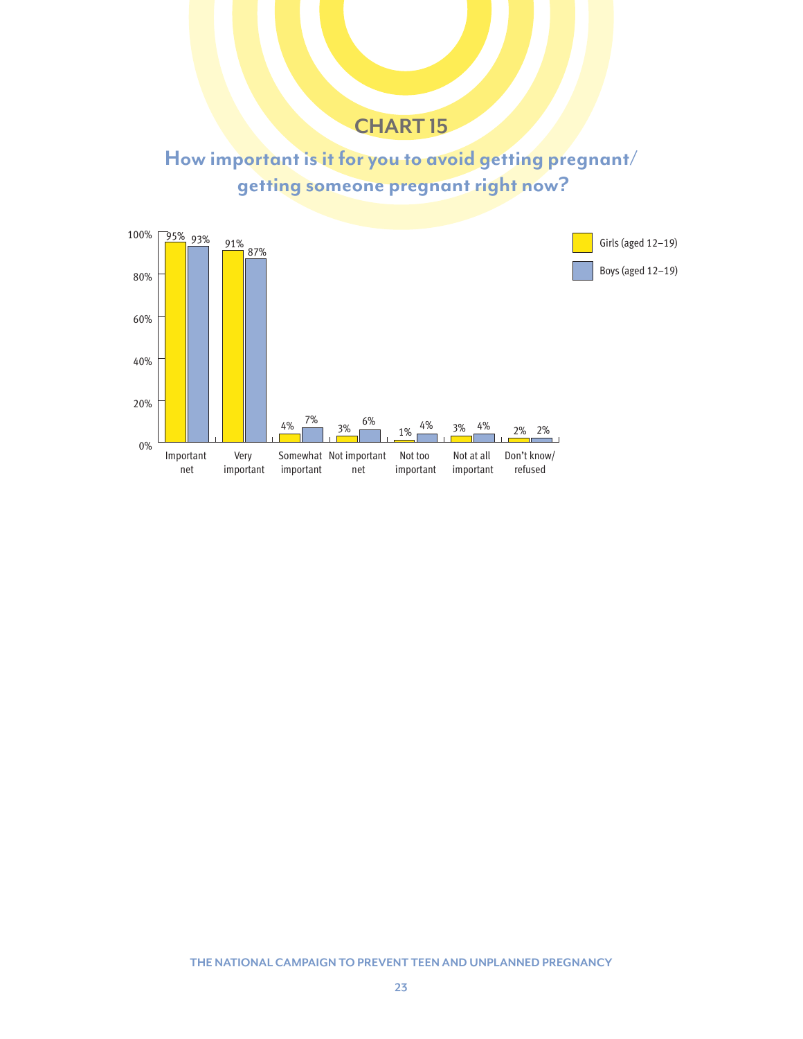## CHART 15

### How important is it for you to avoid getting pregnant/ getting someone pregnant right now?

| | Girls (aged 12–19) | Boys (aged 12–19) |
|---|---|---|
| Important net | 95% | 93% |
| Very important | 91% | 87% |
| Somewhat important | 4% | 7% |
| Not important net | 3% | 6% |
| Not too important | 1% | 4% |
| Not at all important | 3% | 4% |
| Don't know/ refused | 2% | 2% |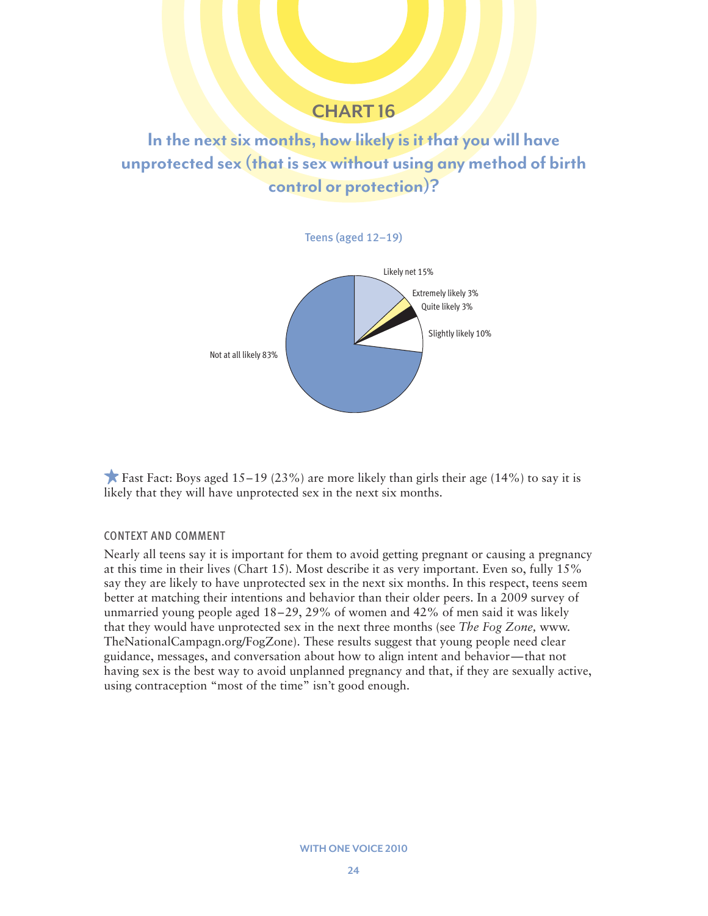## CHART 16

### In the next six months, how likely is it that you will have unprotected sex (that is sex without using any method of birth control or protection)?

Teens (aged 12–19)

Likely net 15%

Extremely likely 3%

Quite likely 3%

Slightly likely 10%

Not at all likely 83%

★ Fast Fact: Boys aged 15–19 (23%) are more likely than girls their age (14%) to say it is likely that they will have unprotected sex in the next six months.

#### CONTEXT AND COMMENT

Nearly all teens say it is important for them to avoid getting pregnant or causing a pregnancy at this time in their lives (Chart 15). Most describe it as very important. Even so, fully 15% say they are likely to have unprotected sex in the next six months. In this respect, teens seem better at matching their intentions and behavior than their older peers. In a 2009 survey of unmarried young people aged 18–29, 29% of women and 42% of men said it was likely that they would have unprotected sex in the next three months (see *The Fog Zone,* www.TheNationalCampagn.org/FogZone). These results suggest that young people need clear guidance, messages, and conversation about how to align intent and behavior—that not having sex is the best way to avoid unplanned pregnancy and that, if they are sexually active, using contraception "most of the time" isn't good enough.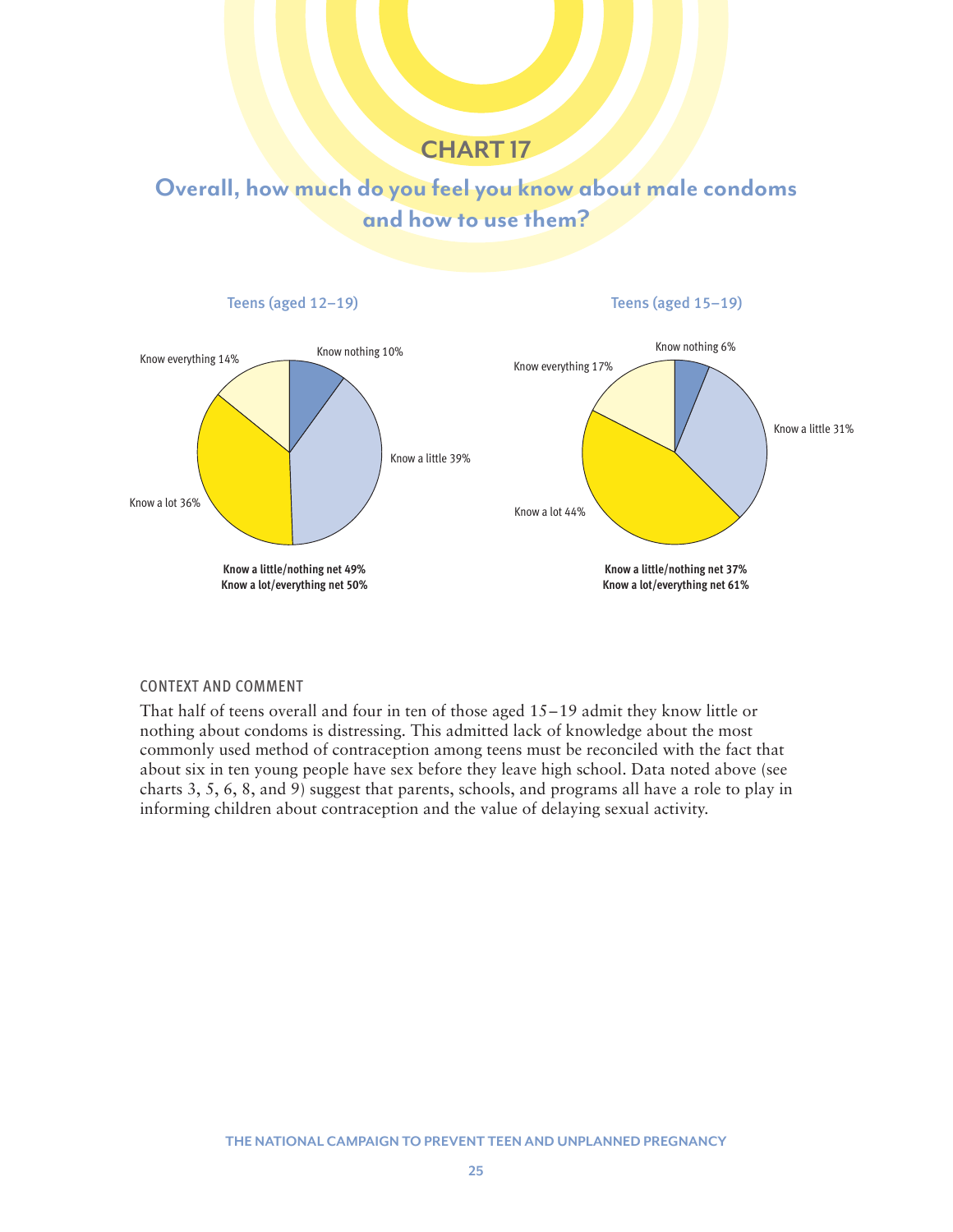## CHART 17

### Overall, how much do you feel you know about male condoms and how to use them?

**Teens (aged 12–19)**

- Know nothing 10%
- Know a little 39%
- Know a lot 36%
- Know everything 14%

**Know a little/nothing net 49%**
**Know a lot/everything net 50%**

**Teens (aged 15–19)**

- Know nothing 6%
- Know a little 31%
- Know a lot 44%
- Know everything 17%

**Know a little/nothing net 37%**
**Know a lot/everything net 61%**

CONTEXT AND COMMENT

That half of teens overall and four in ten of those aged 15–19 admit they know little or nothing about condoms is distressing. This admitted lack of knowledge about the most commonly used method of contraception among teens must be reconciled with the fact that about six in ten young people have sex before they leave high school. Data noted above (see charts 3, 5, 6, 8, and 9) suggest that parents, schools, and programs all have a role to play in informing children about contraception and the value of delaying sexual activity.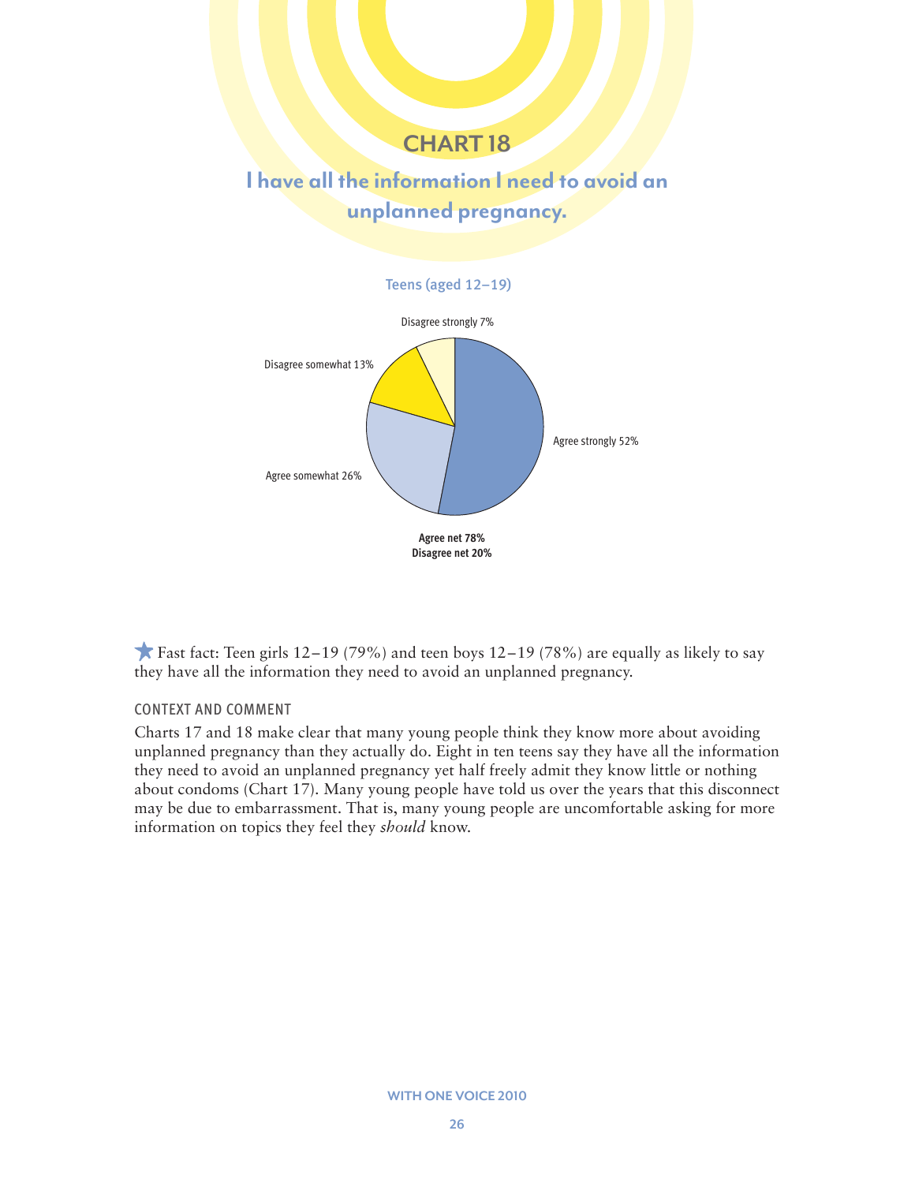# CHART 18

## I have all the information I need to avoid an unplanned pregnancy.

Teens (aged 12–19)

Disagree strongly 7%

Disagree somewhat 13%

Agree strongly 52%

Agree somewhat 26%

**Agree net 78%**
**Disagree net 20%**

Fast fact: Teen girls 12–19 (79%) and teen boys 12–19 (78%) are equally as likely to say they have all the information they need to avoid an unplanned pregnancy.

### CONTEXT AND COMMENT

Charts 17 and 18 make clear that many young people think they know more about avoiding unplanned pregnancy than they actually do. Eight in ten teens say they have all the information they need to avoid an unplanned pregnancy yet half freely admit they know little or nothing about condoms (Chart 17). Many young people have told us over the years that this disconnect may be due to embarrassment. That is, many young people are uncomfortable asking for more information on topics they feel they *should* know.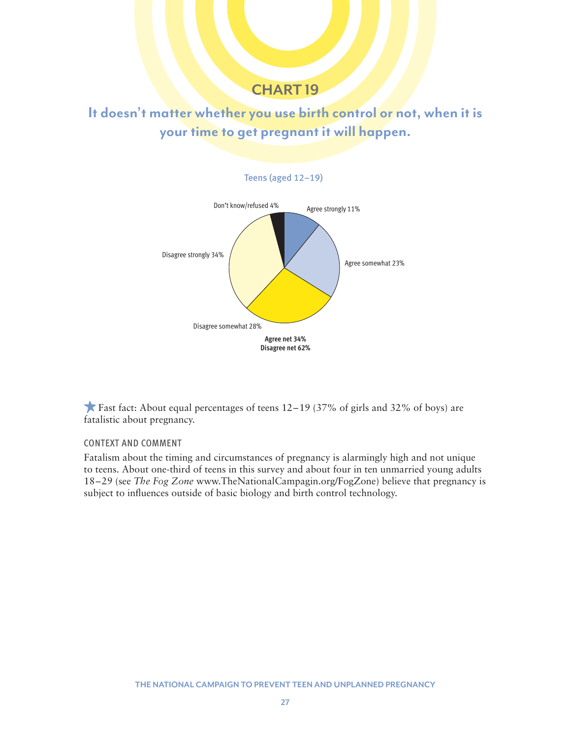## CHART 19

### It doesn't matter whether you use birth control or not, when it is your time to get pregnant it will happen.

Teens (aged 12–19)

Don't know/refused 4%

Agree strongly 11%

Agree somewhat 23%

Disagree somewhat 28%

Disagree strongly 34%

**Agree net 34%**
**Disagree net 62%**

★ Fast fact: About equal percentages of teens 12–19 (37% of girls and 32% of boys) are fatalistic about pregnancy.

CONTEXT AND COMMENT

Fatalism about the timing and circumstances of pregnancy is alarmingly high and not unique to teens. About one-third of teens in this survey and about four in ten unmarried young adults 18–29 (see *The Fog Zone* www.TheNationalCampagin.org/FogZone) believe that pregnancy is subject to influences outside of basic biology and birth control technology.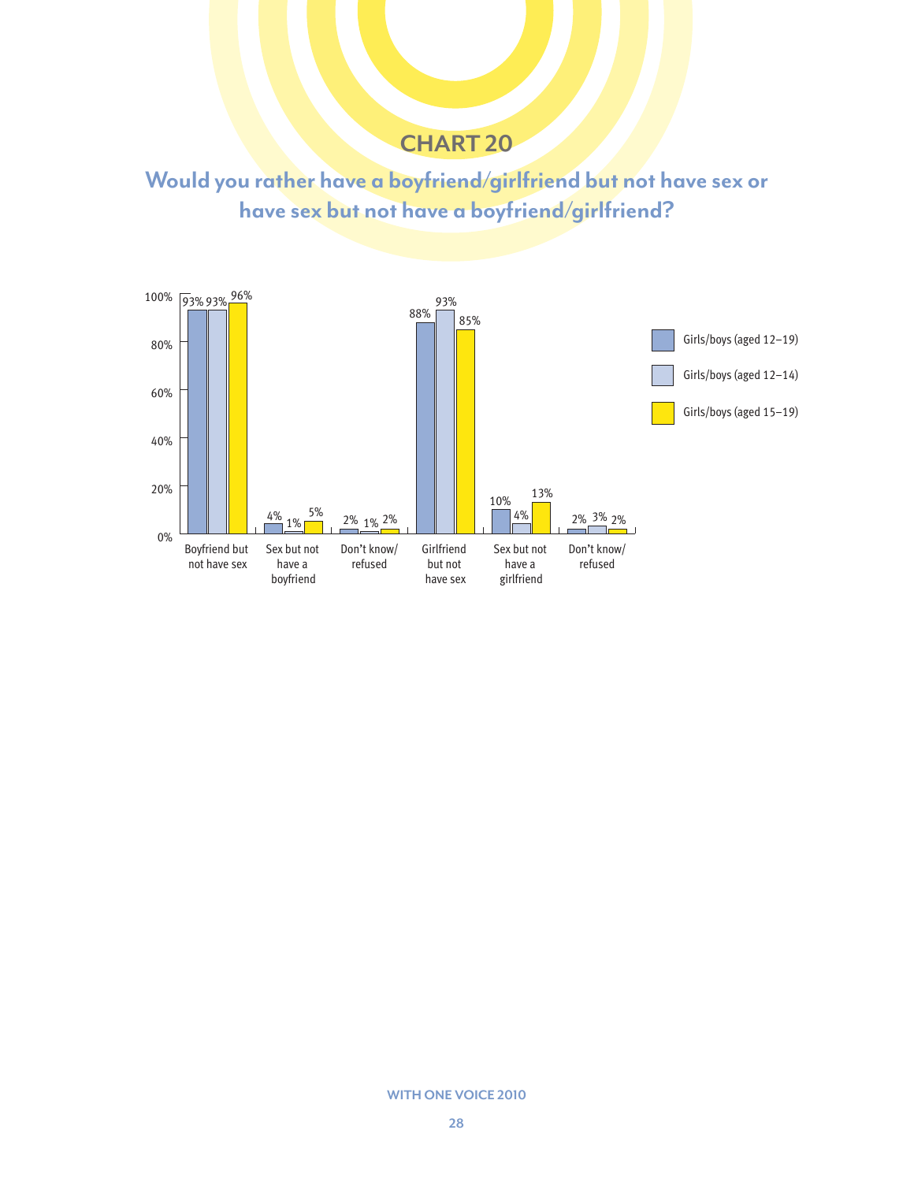## CHART 20

### Would you rather have a boyfriend/girlfriend but not have sex or have sex but not have a boyfriend/girlfriend?

| | Girls/boys (aged 12–19) | Girls/boys (aged 12–14) | Girls/boys (aged 15–19) |
|---|---|---|---|
| Boyfriend but not have sex | 93% | 93% | 96% |
| Sex but not have a boyfriend | 4% | 1% | 5% |
| Don't know/ refused | 2% | 1% | 2% |
| Girlfriend but not have sex | 88% | 93% | 85% |
| Sex but not have a girlfriend | 10% | 4% | 13% |
| Don't know/ refused | 2% | 3% | 2% |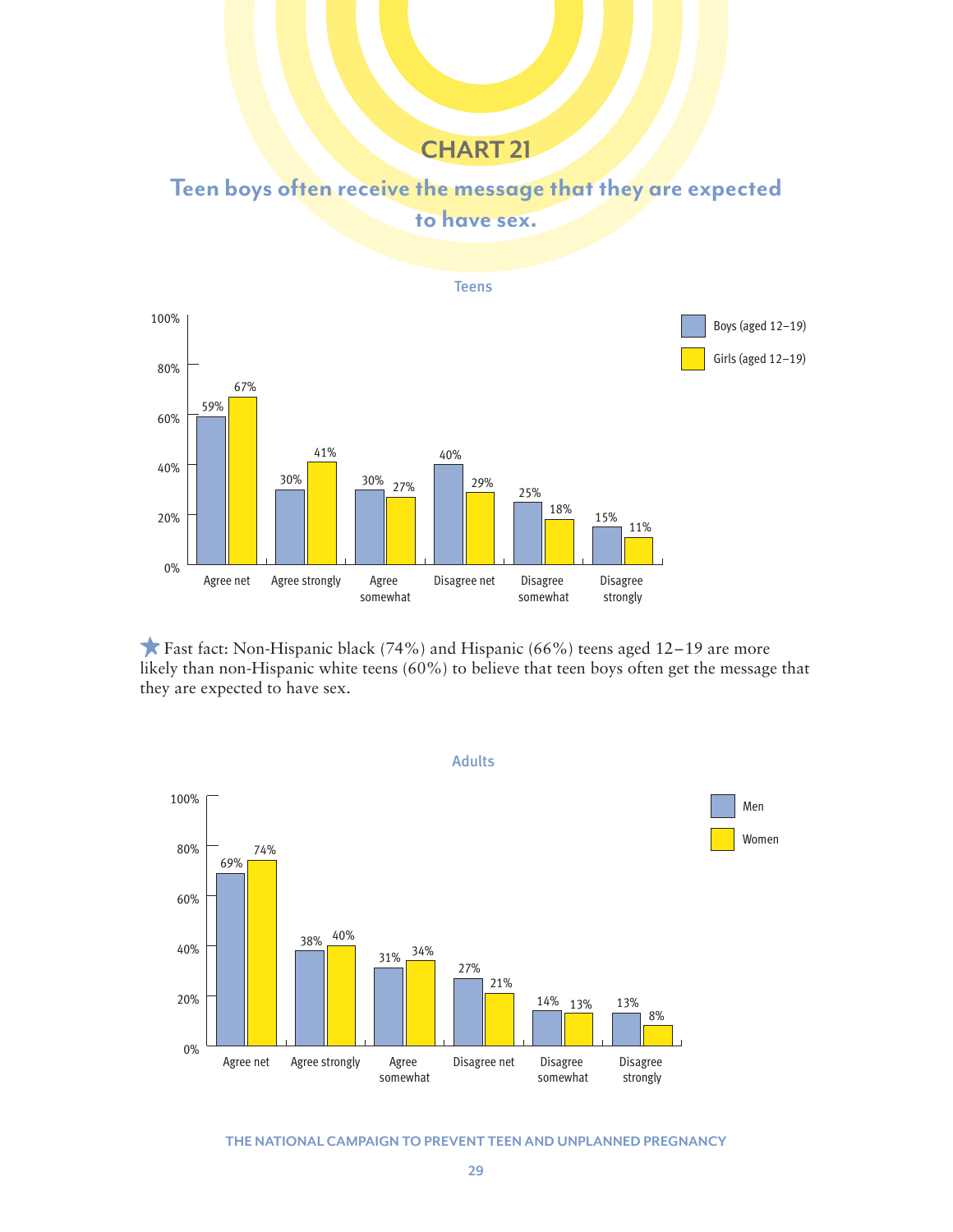## CHART 21

### Teen boys often receive the message that they are expected to have sex.

**Teens**

| | Boys (aged 12–19) | Girls (aged 12–19) |
|---|---|---|
| Agree net | 59% | 67% |
| Agree strongly | 30% | 41% |
| Agree somewhat | 30% | 27% |
| Disagree net | 40% | 29% |
| Disagree somewhat | 25% | 18% |
| Disagree strongly | 15% | 11% |

★ Fast fact: Non-Hispanic black (74%) and Hispanic (66%) teens aged 12–19 are more likely than non-Hispanic white teens (60%) to believe that teen boys often get the message that they are expected to have sex.

**Adults**

| | Men | Women |
|---|---|---|
| Agree net | 69% | 74% |
| Agree strongly | 38% | 40% |
| Agree somewhat | 31% | 34% |
| Disagree net | 27% | 21% |
| Disagree somewhat | 14% | 13% |
| Disagree strongly | 13% | 8% |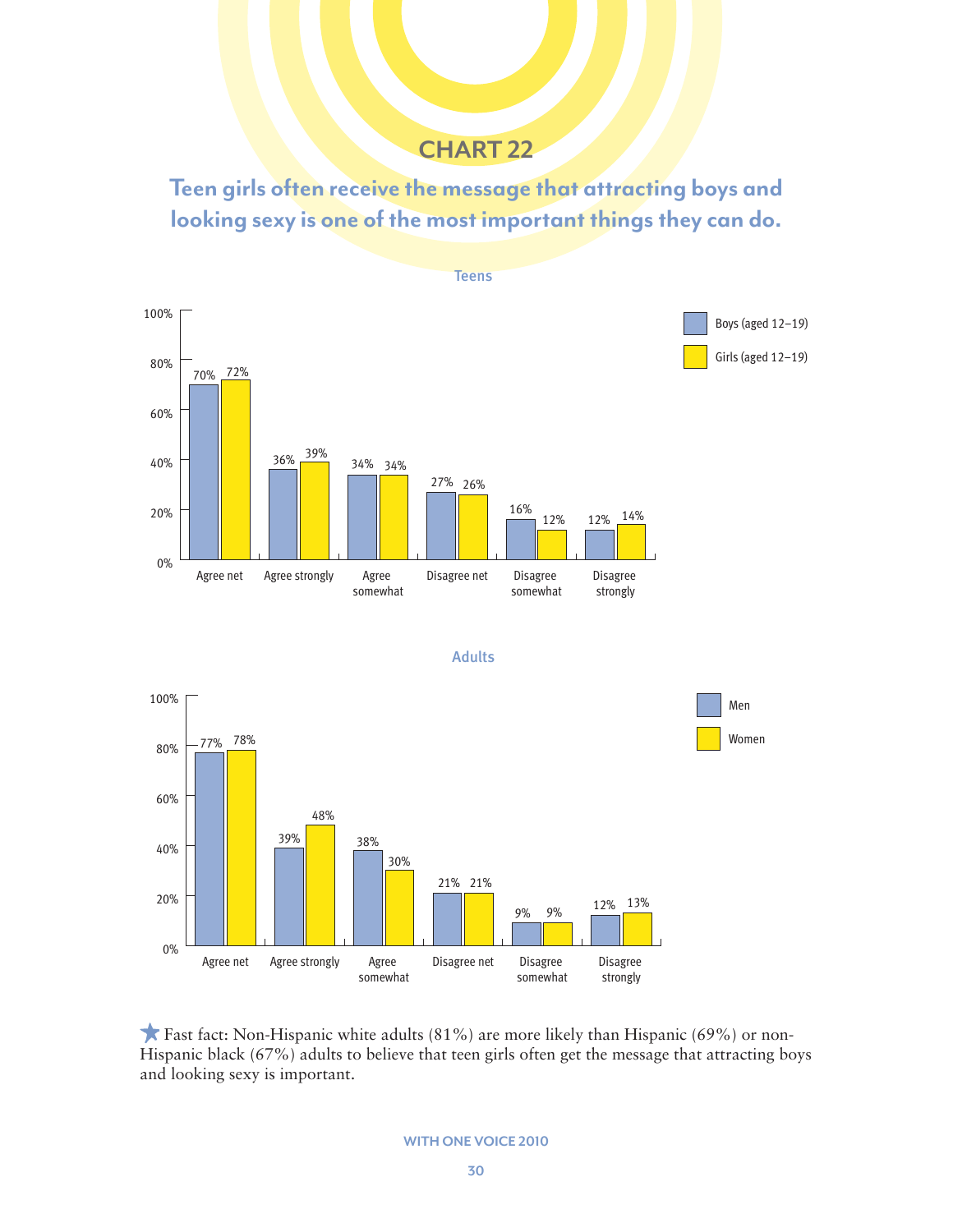## CHART 22

### Teen girls often receive the message that attracting boys and looking sexy is one of the most important things they can do.

**Teens**

| | Boys (aged 12–19) | Girls (aged 12–19) |
|---|---|---|
| Agree net | 70% | 72% |
| Agree strongly | 36% | 39% |
| Agree somewhat | 34% | 34% |
| Disagree net | 27% | 26% |
| Disagree somewhat | 16% | 12% |
| Disagree strongly | 12% | 14% |

**Adults**

| | Men | Women |
|---|---|---|
| Agree net | 77% | 78% |
| Agree strongly | 39% | 48% |
| Agree somewhat | 38% | 30% |
| Disagree net | 21% | 21% |
| Disagree somewhat | 9% | 9% |
| Disagree strongly | 12% | 13% |

★ Fast fact: Non-Hispanic white adults (81%) are more likely than Hispanic (69%) or non-Hispanic black (67%) adults to believe that teen girls often get the message that attracting boys and looking sexy is important.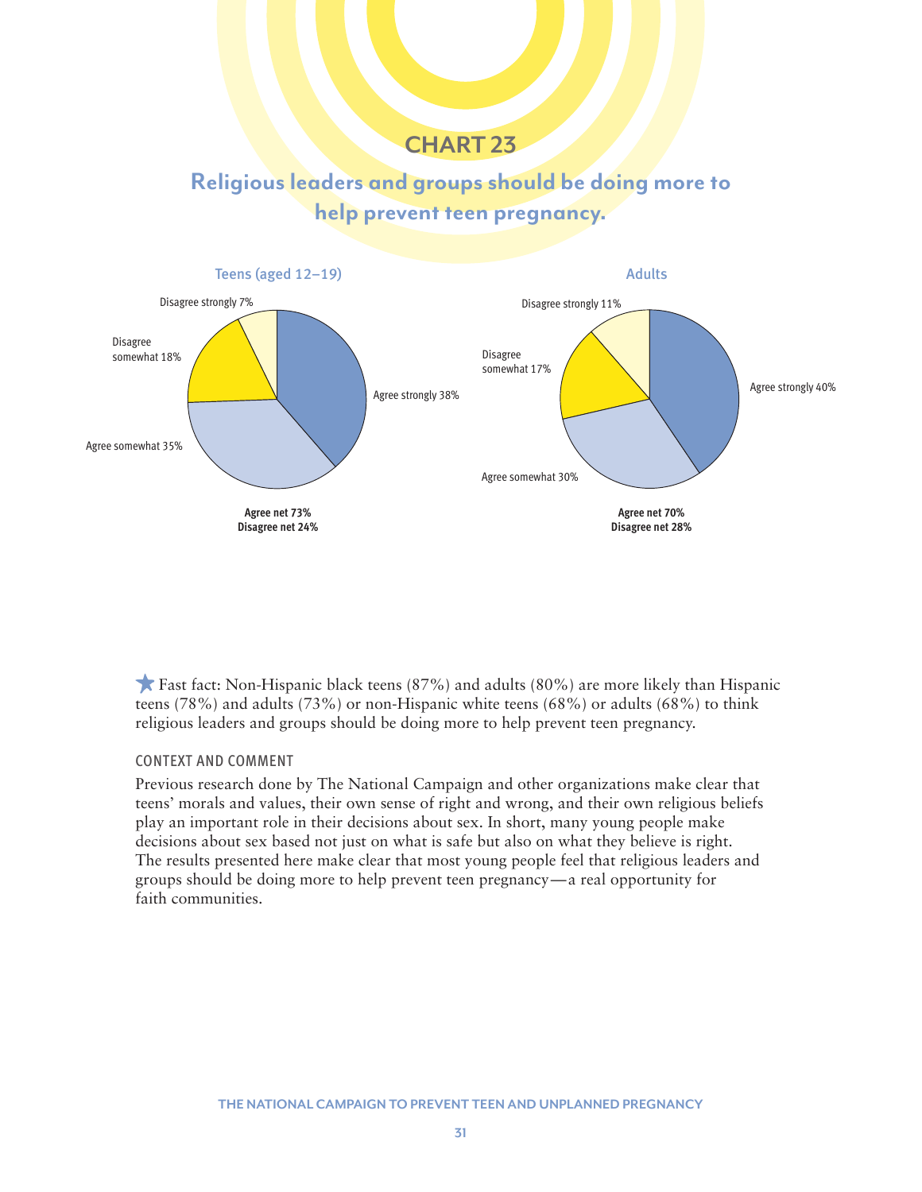## CHART 23

### Religious leaders and groups should be doing more to help prevent teen pregnancy.

**Teens (aged 12–19)**

Disagree strongly 7%

Disagree somewhat 18%

Agree strongly 38%

Agree somewhat 35%

**Agree net 73%**
**Disagree net 24%**

**Adults**

Disagree strongly 11%

Disagree somewhat 17%

Agree strongly 40%

Agree somewhat 30%

**Agree net 70%**
**Disagree net 28%**

★ Fast fact: Non-Hispanic black teens (87%) and adults (80%) are more likely than Hispanic teens (78%) and adults (73%) or non-Hispanic white teens (68%) or adults (68%) to think religious leaders and groups should be doing more to help prevent teen pregnancy.

#### CONTEXT AND COMMENT

Previous research done by The National Campaign and other organizations make clear that teens' morals and values, their own sense of right and wrong, and their own religious beliefs play an important role in their decisions about sex. In short, many young people make decisions about sex based not just on what is safe but also on what they believe is right. The results presented here make clear that most young people feel that religious leaders and groups should be doing more to help prevent teen pregnancy—a real opportunity for faith communities.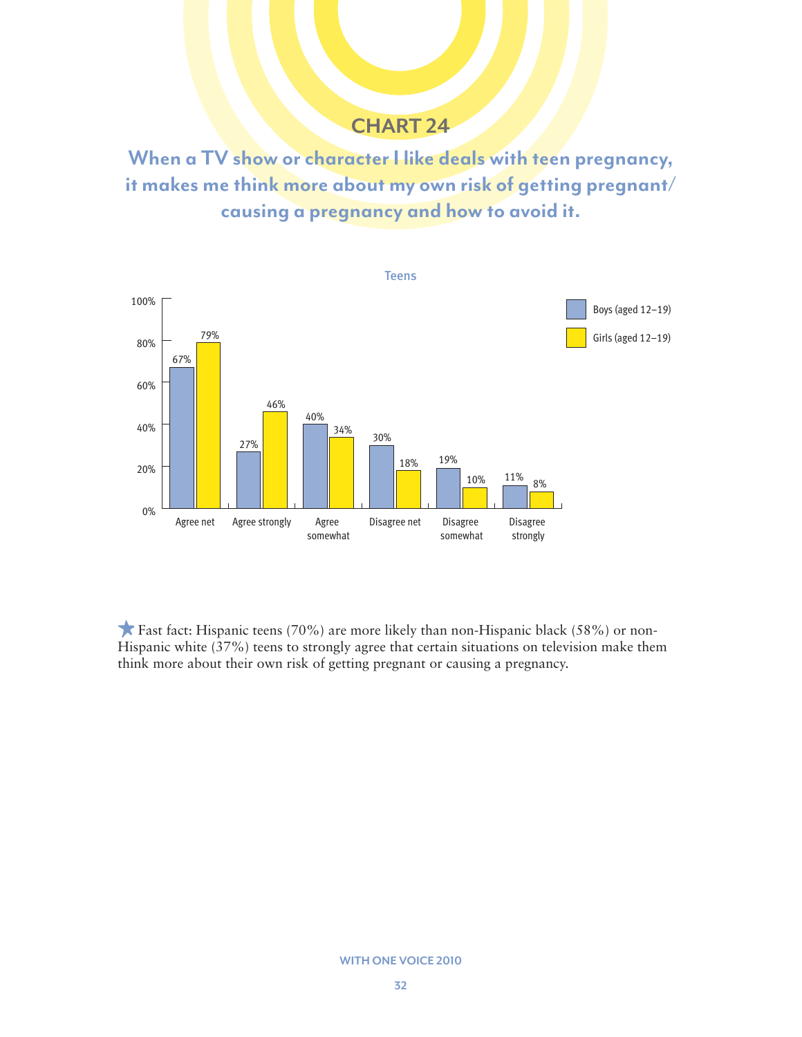## CHART 24

### When a TV show or character I like deals with teen pregnancy, it makes me think more about my own risk of getting pregnant/causing a pregnancy and how to avoid it.

**Teens**

| | Boys (aged 12–19) | Girls (aged 12–19) |
|---|---|---|
| Agree net | 67% | 79% |
| Agree strongly | 27% | 46% |
| Agree somewhat | 40% | 34% |
| Disagree net | 30% | 18% |
| Disagree somewhat | 19% | 10% |
| Disagree strongly | 11% | 8% |

★ Fast fact: Hispanic teens (70%) are more likely than non-Hispanic black (58%) or non-Hispanic white (37%) teens to strongly agree that certain situations on television make them think more about their own risk of getting pregnant or causing a pregnancy.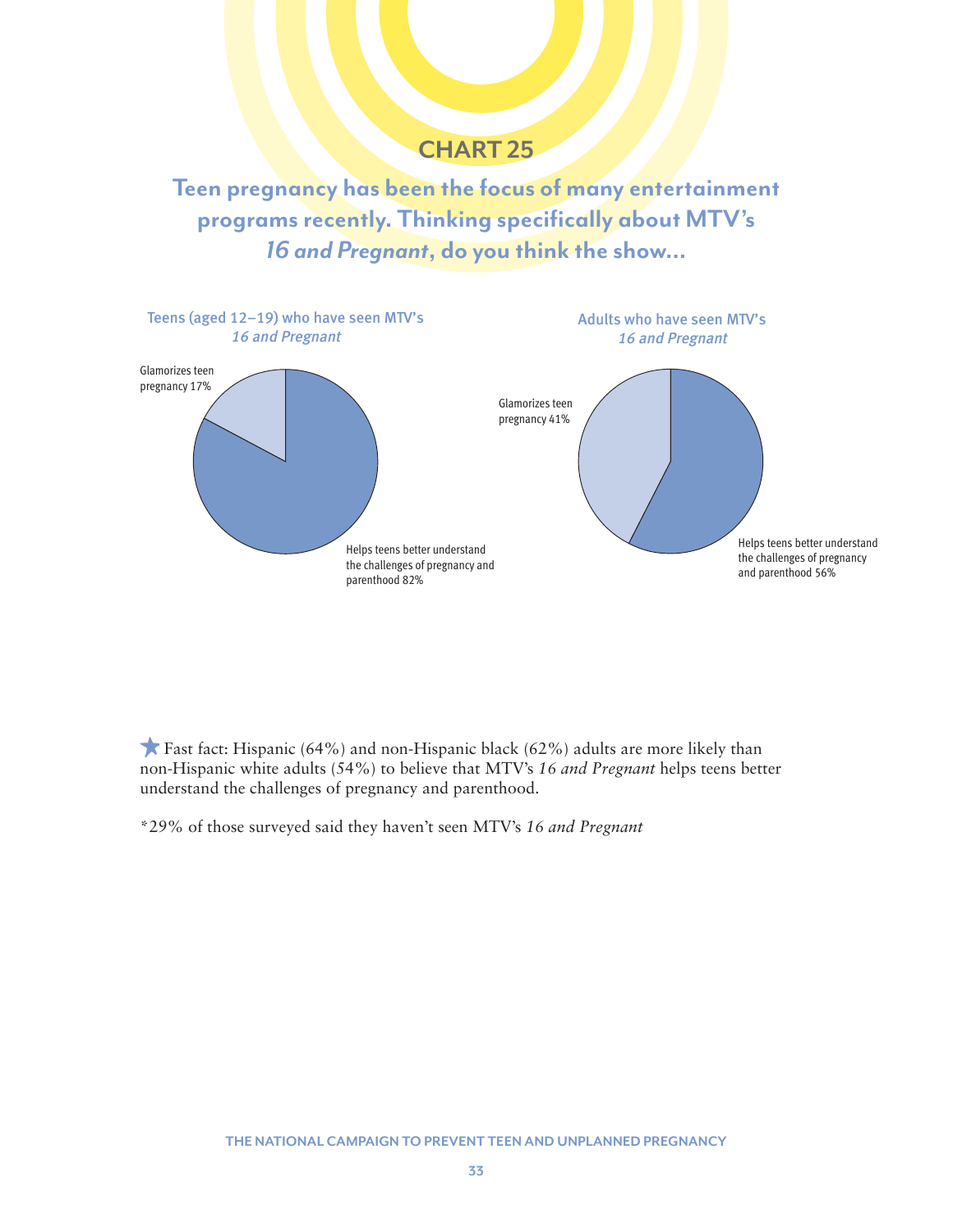## CHART 25

### Teen pregnancy has been the focus of many entertainment programs recently. Thinking specifically about MTV's *16 and Pregnant*, do you think the show...

**Teens (aged 12–19) who have seen MTV's *16 and Pregnant***

- Glamorizes teen pregnancy 17%
- Helps teens better understand the challenges of pregnancy and parenthood 82%

**Adults who have seen MTV's *16 and Pregnant***

- Glamorizes teen pregnancy 41%
- Helps teens better understand the challenges of pregnancy and parenthood 56%

★ Fast fact: Hispanic (64%) and non-Hispanic black (62%) adults are more likely than non-Hispanic white adults (54%) to believe that MTV's *16 and Pregnant* helps teens better understand the challenges of pregnancy and parenthood.

*29% of those surveyed said they haven't seen MTV's *16 and Pregnant*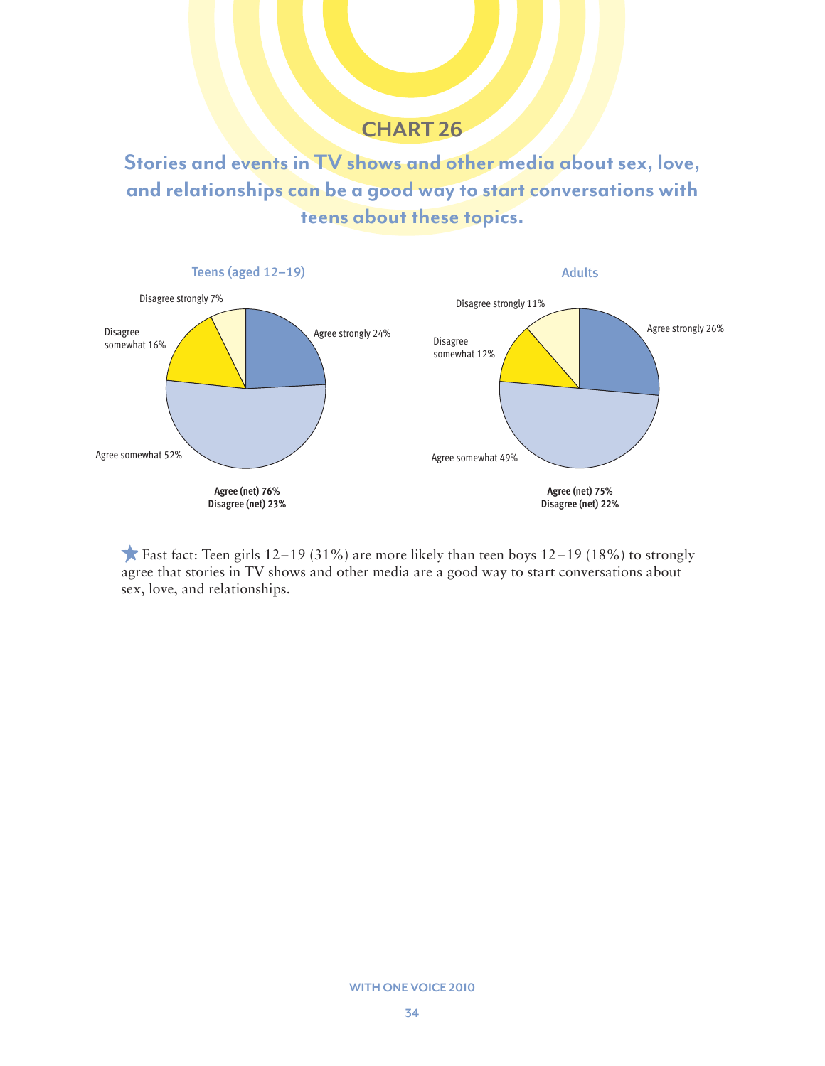## CHART 26

### Stories and events in TV shows and other media about sex, love, and relationships can be a good way to start conversations with teens about these topics.

**Teens (aged 12–19)**

- Agree strongly 24%
- Agree somewhat 52%
- Disagree somewhat 16%
- Disagree strongly 7%

**Agree (net) 76%**
**Disagree (net) 23%**

**Adults**

- Agree strongly 26%
- Agree somewhat 49%
- Disagree somewhat 12%
- Disagree strongly 11%

**Agree (net) 75%**
**Disagree (net) 22%**

★ Fast fact: Teen girls 12–19 (31%) are more likely than teen boys 12–19 (18%) to strongly agree that stories in TV shows and other media are a good way to start conversations about sex, love, and relationships.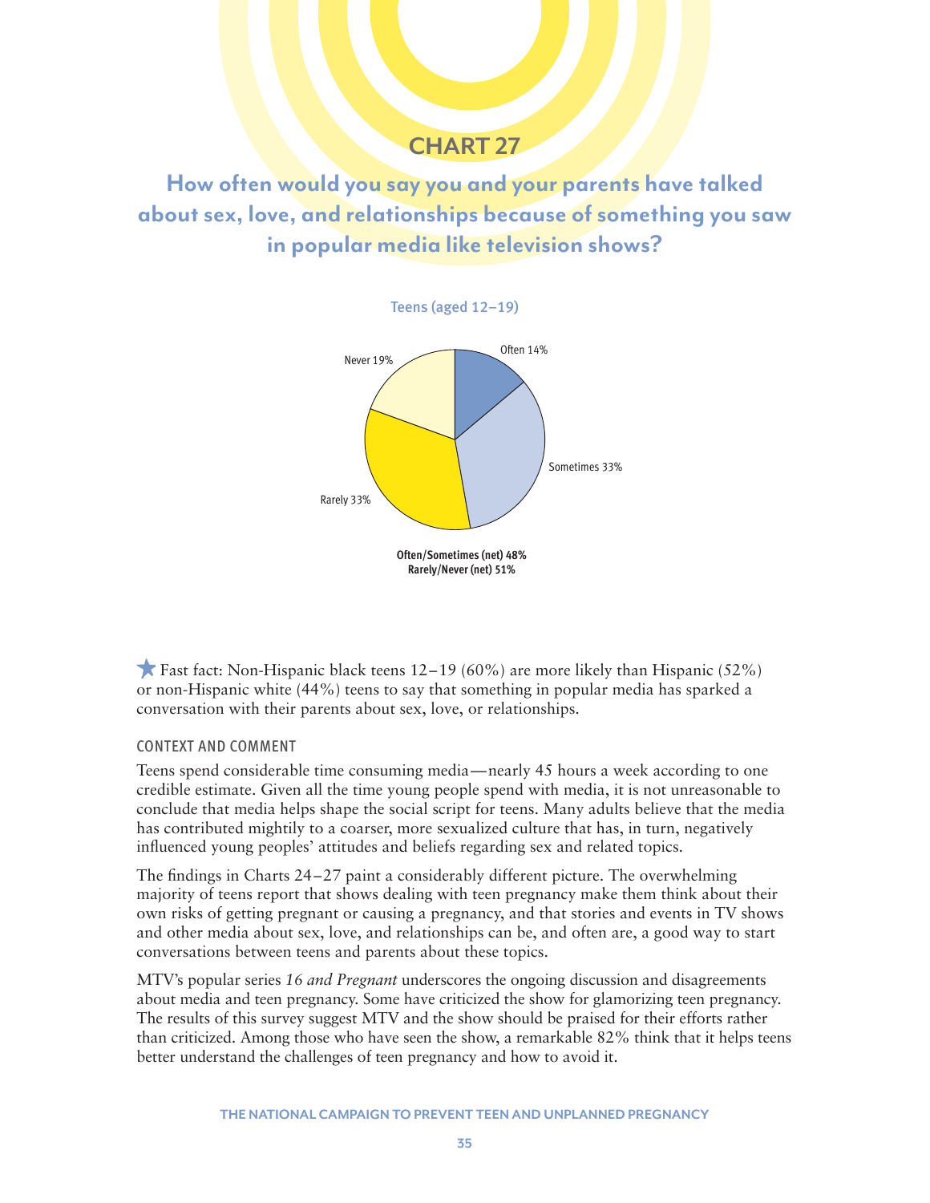## CHART 27

### How often would you say you and your parents have talked about sex, love, and relationships because of something you saw in popular media like television shows?

Teens (aged 12–19)

Often 14%

Sometimes 33%

Rarely 33%

Never 19%

**Often/Sometimes (net) 48%**
**Rarely/Never (net) 51%**

★ Fast fact: Non-Hispanic black teens 12–19 (60%) are more likely than Hispanic (52%) or non-Hispanic white (44%) teens to say that something in popular media has sparked a conversation with their parents about sex, love, or relationships.

CONTEXT AND COMMENT

Teens spend considerable time consuming media—nearly 45 hours a week according to one credible estimate. Given all the time young people spend with media, it is not unreasonable to conclude that media helps shape the social script for teens. Many adults believe that the media has contributed mightily to a coarser, more sexualized culture that has, in turn, negatively influenced young peoples' attitudes and beliefs regarding sex and related topics.

The findings in Charts 24–27 paint a considerably different picture. The overwhelming majority of teens report that shows dealing with teen pregnancy make them think about their own risks of getting pregnant or causing a pregnancy, and that stories and events in TV shows and other media about sex, love, and relationships can be, and often are, a good way to start conversations between teens and parents about these topics.

MTV's popular series *16 and Pregnant* underscores the ongoing discussion and disagreements about media and teen pregnancy. Some have criticized the show for glamorizing teen pregnancy. The results of this survey suggest MTV and the show should be praised for their efforts rather than criticized. Among those who have seen the show, a remarkable 82% think that it helps teens better understand the challenges of teen pregnancy and how to avoid it.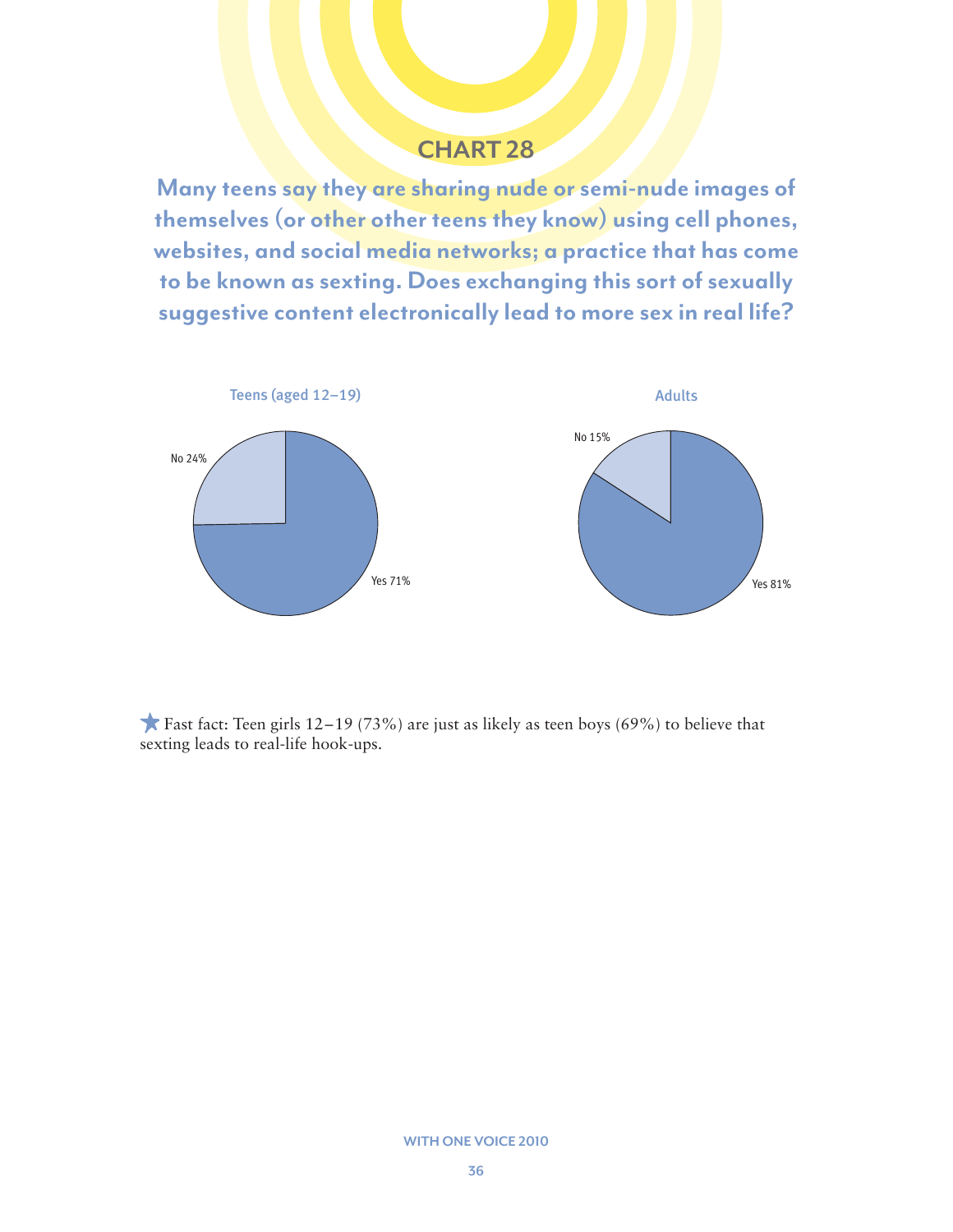## CHART 28

**Many teens say they are sharing nude or semi-nude images of themselves (or other other teens they know) using cell phones, websites, and social media networks; a practice that has come to be known as sexting. Does exchanging this sort of sexually suggestive content electronically lead to more sex in real life?**

**Teens (aged 12–19)**

No 24%

Yes 71%

**Adults**

No 15%

Yes 81%

★ Fast fact: Teen girls 12–19 (73%) are just as likely as teen boys (69%) to believe that sexting leads to real-life hook-ups.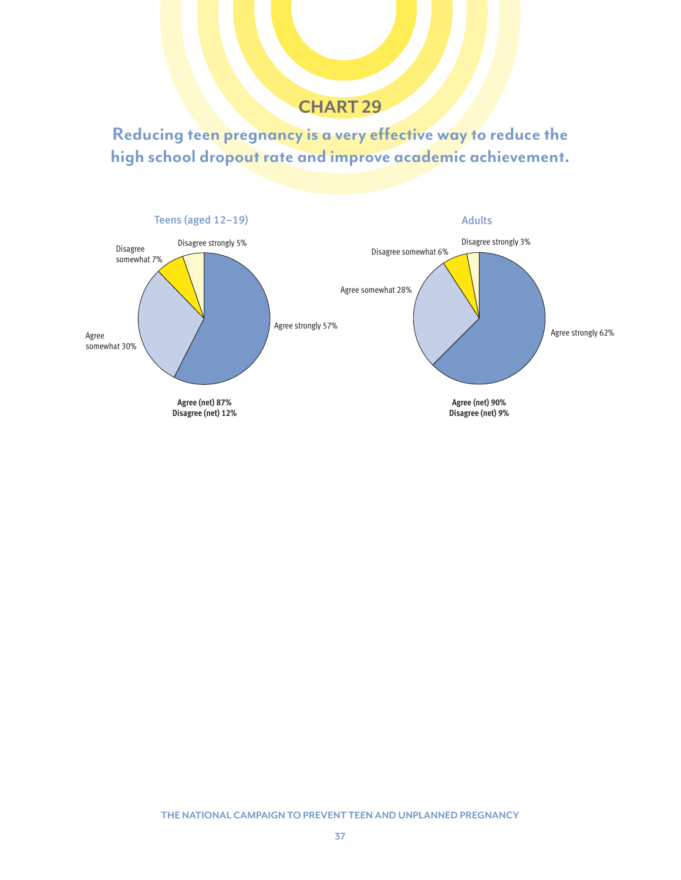## CHART 29

### Reducing teen pregnancy is a very effective way to reduce the high school dropout rate and improve academic achievement.

**Teens (aged 12–19)**

| Response | % |
|---|---|
| Agree strongly | 57% |
| Agree somewhat | 30% |
| Disagree somewhat | 7% |
| Disagree strongly | 5% |

**Agree (net) 87%**
**Disagree (net) 12%**

**Adults**

| Response | % |
|---|---|
| Agree strongly | 62% |
| Agree somewhat | 28% |
| Disagree somewhat | 6% |
| Disagree strongly | 3% |

**Agree (net) 90%**
**Disagree (net) 9%**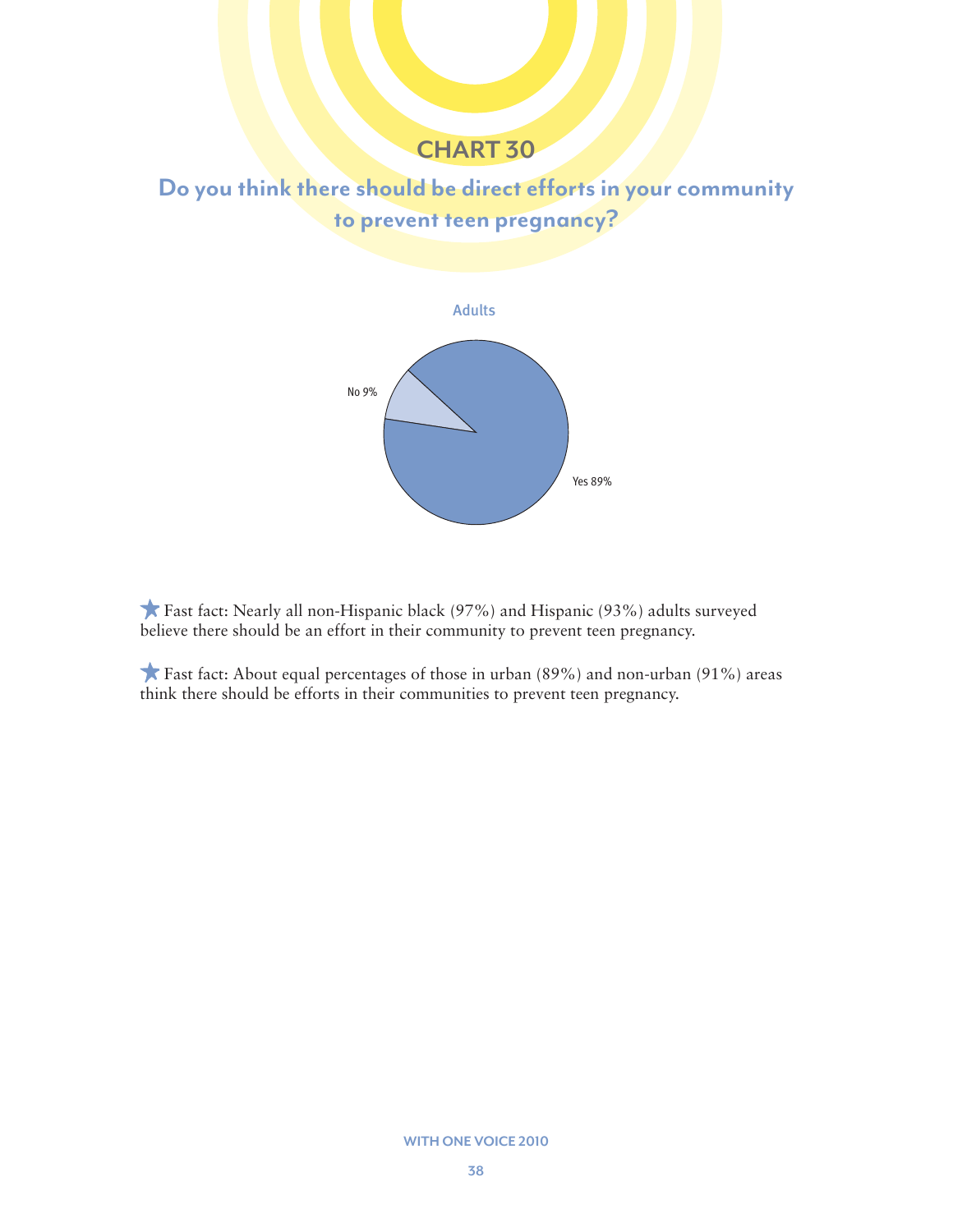## CHART 30

### Do you think there should be direct efforts in your community to prevent teen pregnancy?

Adults

No 9%

Yes 89%

★ Fast fact: Nearly all non-Hispanic black (97%) and Hispanic (93%) adults surveyed believe there should be an effort in their community to prevent teen pregnancy.

★ Fast fact: About equal percentages of those in urban (89%) and non-urban (91%) areas think there should be efforts in their communities to prevent teen pregnancy.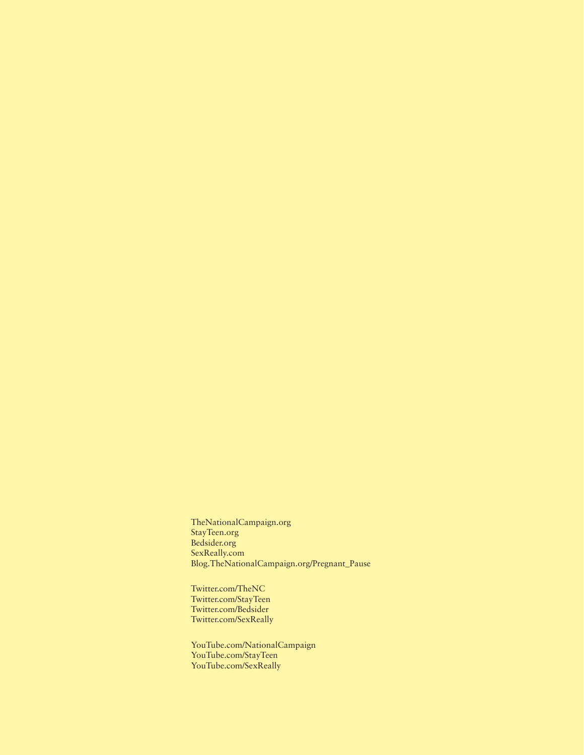TheNationalCampaign.org
StayTeen.org
Bedsider.org
SexReally.com
Blog.TheNationalCampaign.org/Pregnant_Pause

Twitter.com/TheNC
Twitter.com/StayTeen
Twitter.com/Bedsider
Twitter.com/SexReally

YouTube.com/NationalCampaign
YouTube.com/StayTeen
YouTube.com/SexReally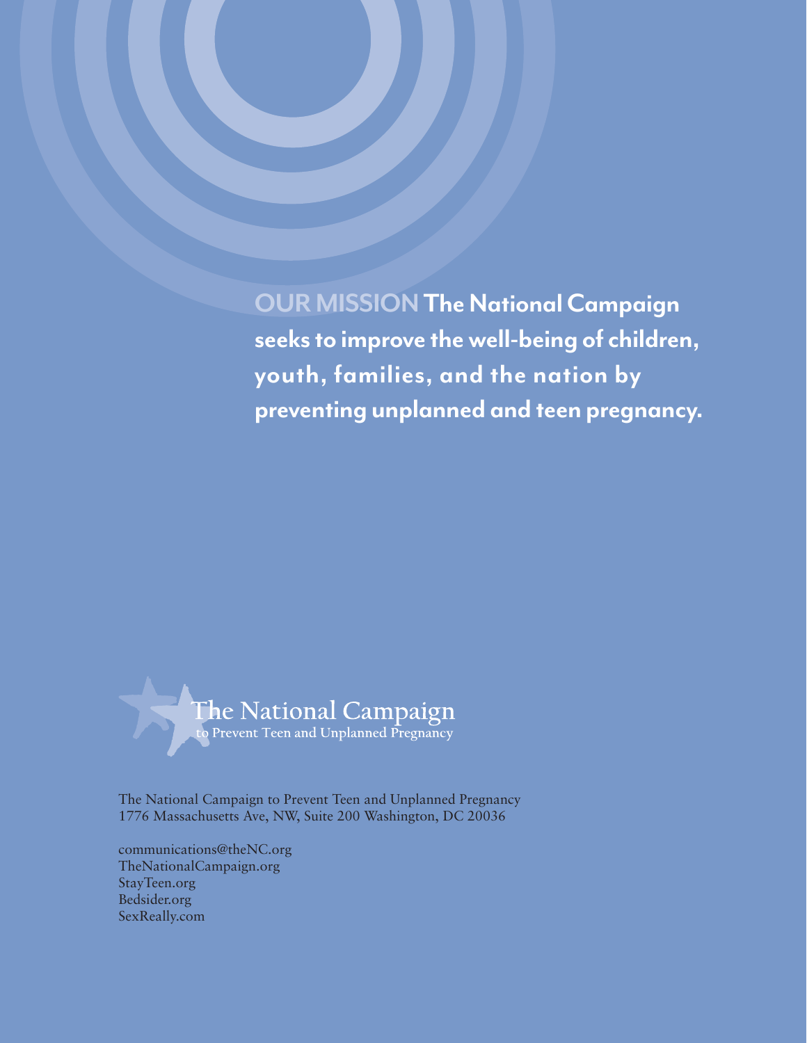**OUR MISSION** The National Campaign seeks to improve the well-being of children, youth, families, and the nation by preventing unplanned and teen pregnancy.

The National Campaign
to Prevent Teen and Unplanned Pregnancy

The National Campaign to Prevent Teen and Unplanned Pregnancy
1776 Massachusetts Ave, NW, Suite 200 Washington, DC 20036

communications@theNC.org
TheNationalCampaign.org
StayTeen.org
Bedsider.org
SexReally.com